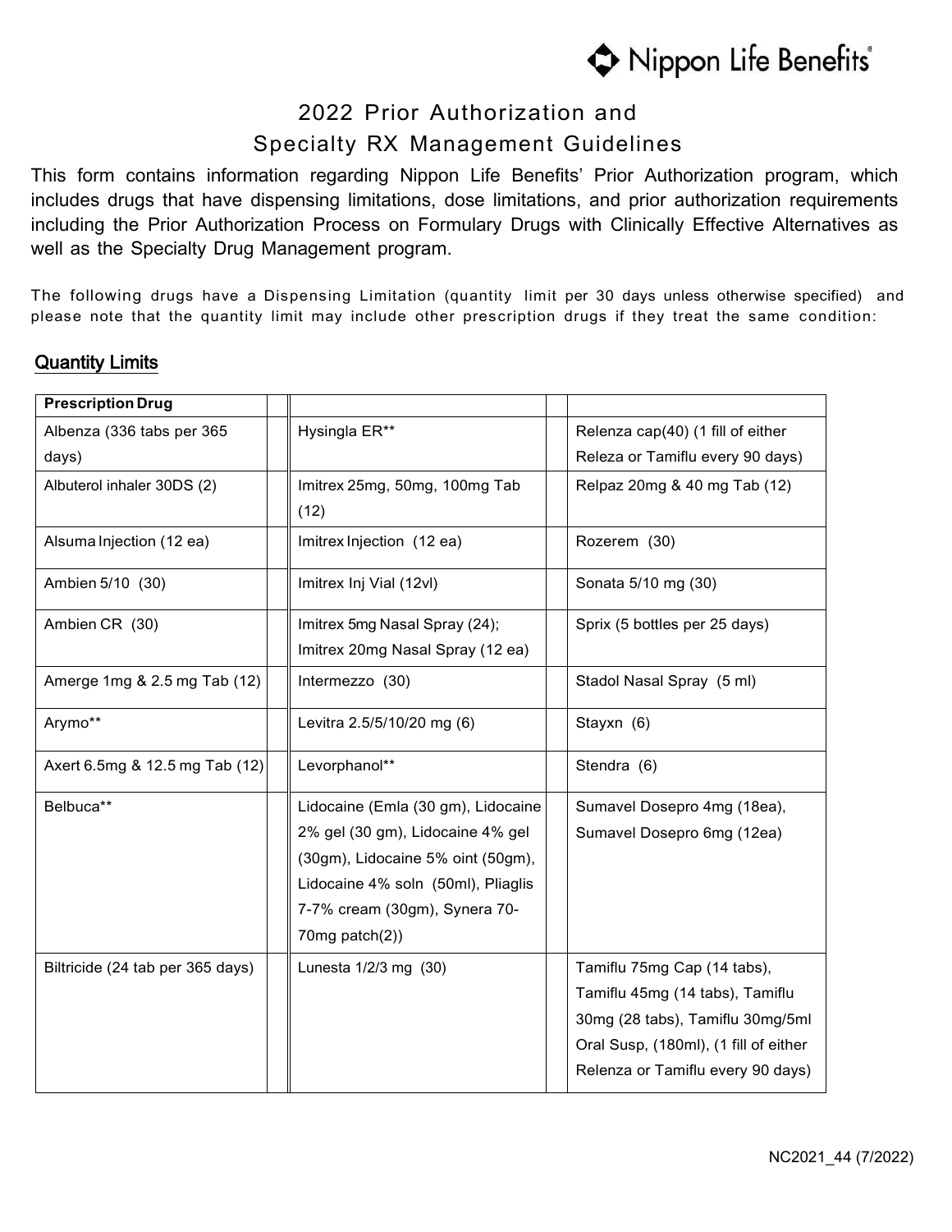# 2022 Prior Authorization and Specialty RX Management Guidelines

This form contains information regarding Nippon Life Benefits' Prior Authorization program, which includes drugs that have dispensing limitations, dose limitations, and prior authorization requirements including the Prior Authorization Process on Formulary Drugs with Clinically Effective Alternatives as well as the Specialty Drug Management program.

The following drugs have a Dispensing Limitation (quantity limit per 30 days unless otherwise specified) and please note that the quantity limit may include other prescription drugs if they treat the same condition:

## Quantity Limits

| Prescription Drug | | |
|---|---|---|
| Albenza (336 tabs per 365 days) | Hysingla ER** | Relenza cap(40) (1 fill of either Releza or Tamiflu every 90 days) |
| Albuterol inhaler 30DS (2) | Imitrex 25mg, 50mg, 100mg Tab (12) | Relpaz 20mg & 40 mg Tab (12) |
| Alsuma Injection (12 ea) | Imitrex Injection (12 ea) | Rozerem (30) |
| Ambien 5/10 (30) | Imitrex Inj Vial (12vl) | Sonata 5/10 mg (30) |
| Ambien CR (30) | Imitrex 5mg Nasal Spray (24); Imitrex 20mg Nasal Spray (12 ea) | Sprix (5 bottles per 25 days) |
| Amerge 1mg & 2.5 mg Tab (12) | Intermezzo (30) | Stadol Nasal Spray (5 ml) |
| Arymo** | Levitra 2.5/5/10/20 mg (6) | Stayxn (6) |
| Axert 6.5mg & 12.5 mg Tab (12) | Levorphanol** | Stendra (6) |
| Belbuca** | Lidocaine (Emla (30 gm), Lidocaine 2% gel (30 gm), Lidocaine 4% gel (30gm), Lidocaine 5% oint (50gm), Lidocaine 4% soln (50ml), Pliaglis 7-7% cream (30gm), Synera 70-70mg patch(2)) | Sumavel Dosepro 4mg (18ea), Sumavel Dosepro 6mg (12ea) |
| Biltricide (24 tab per 365 days) | Lunesta 1/2/3 mg (30) | Tamiflu 75mg Cap (14 tabs), Tamiflu 45mg (14 tabs), Tamiflu 30mg (28 tabs), Tamiflu 30mg/5ml Oral Susp, (180ml), (1 fill of either Relenza or Tamiflu every 90 days) |

NC2021_44 (7/2022)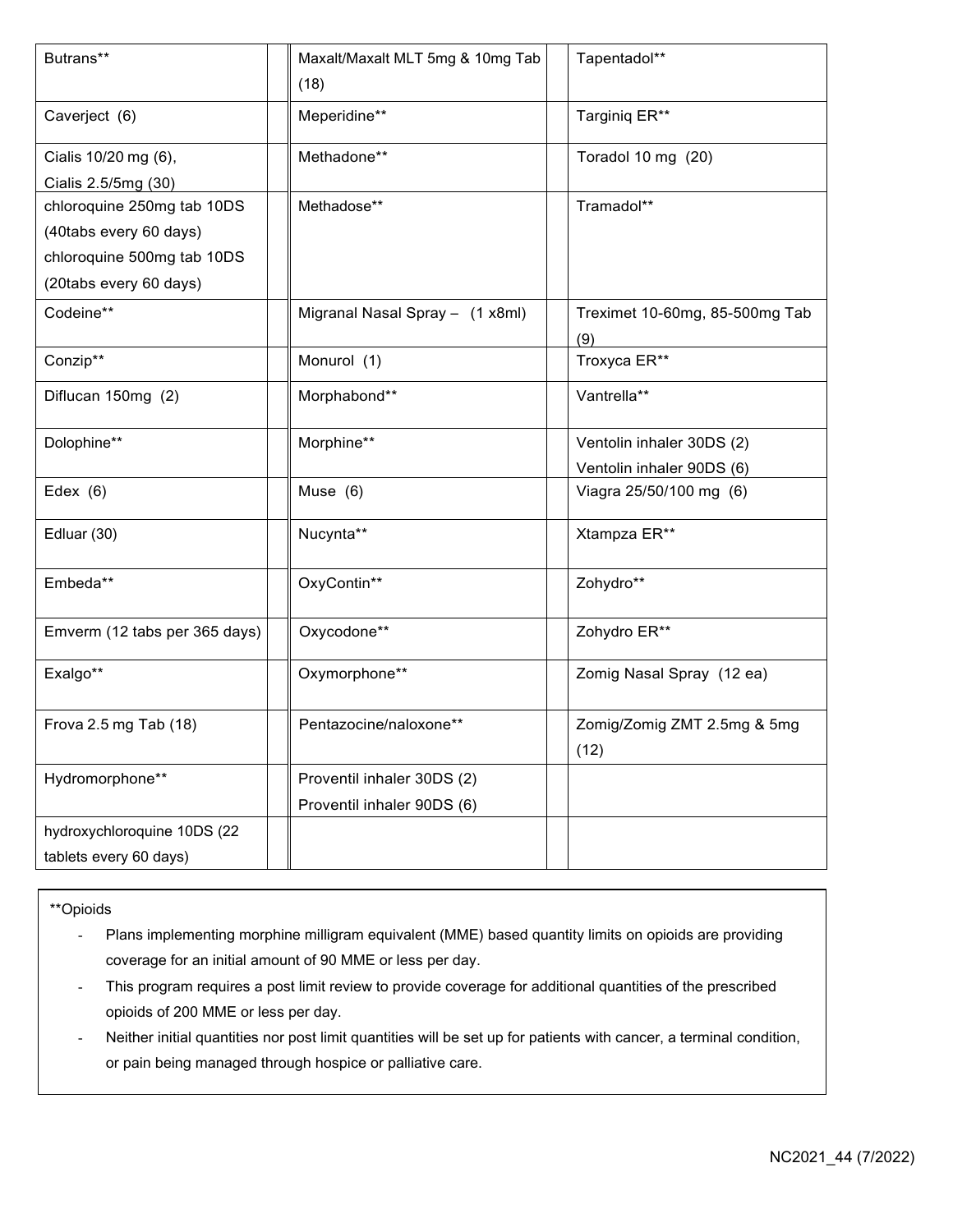| | | | | |
|---|---|---|---|---|
| Butrans** | | Maxalt/Maxalt MLT 5mg & 10mg Tab (18) | | Tapentadol** |
| Caverject (6) | | Meperidine** | | Targiniq ER** |
| Cialis 10/20 mg (6), Cialis 2.5/5mg (30) | | Methadone** | | Toradol 10 mg (20) |
| chloroquine 250mg tab 10DS (40tabs every 60 days) chloroquine 500mg tab 10DS (20tabs every 60 days) | | Methadose** | | Tramadol** |
| Codeine** | | Migranal Nasal Spray – (1 x8ml) | | Treximet 10-60mg, 85-500mg Tab (9) |
| Conzip** | | Monurol (1) | | Troxyca ER** |
| Diflucan 150mg (2) | | Morphabond** | | Vantrella** |
| Dolophine** | | Morphine** | | Ventolin inhaler 30DS (2) Ventolin inhaler 90DS (6) |
| Edex (6) | | Muse (6) | | Viagra 25/50/100 mg (6) |
| Edluar (30) | | Nucynta** | | Xtampza ER** |
| Embeda** | | OxyContin** | | Zohydro** |
| Emverm (12 tabs per 365 days) | | Oxycodone** | | Zohydro ER** |
| Exalgo** | | Oxymorphone** | | Zomig Nasal Spray (12 ea) |
| Frova 2.5 mg Tab (18) | | Pentazocine/naloxone** | | Zomig/Zomig ZMT 2.5mg & 5mg (12) |
| Hydromorphone** | | Proventil inhaler 30DS (2) Proventil inhaler 90DS (6) | | |
| hydroxychloroquine 10DS (22 tablets every 60 days) | | | | |

**Opioids

- Plans implementing morphine milligram equivalent (MME) based quantity limits on opioids are providing coverage for an initial amount of 90 MME or less per day.
- This program requires a post limit review to provide coverage for additional quantities of the prescribed opioids of 200 MME or less per day.
- Neither initial quantities nor post limit quantities will be set up for patients with cancer, a terminal condition, or pain being managed through hospice or palliative care.

NC2021_44 (7/2022)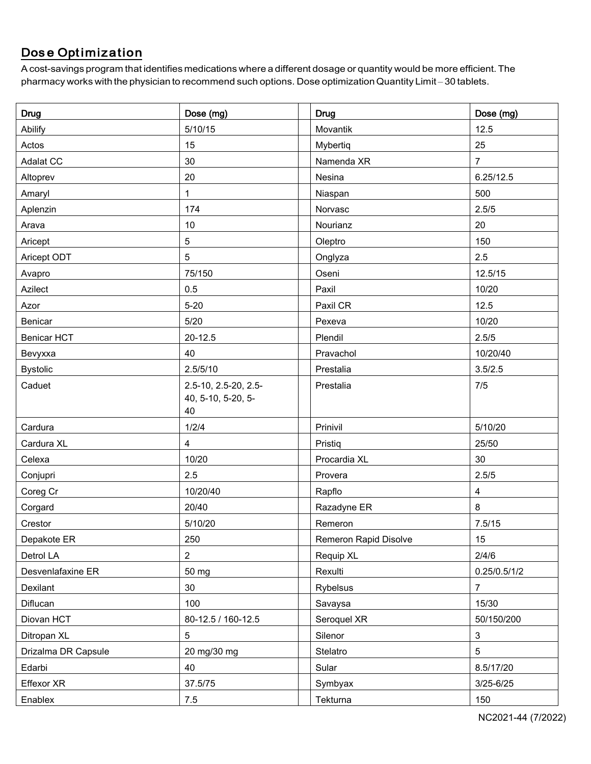## Dose Optimization

A cost-savings program that identifies medications where a different dosage or quantity would be more efficient. The pharmacy works with the physician to recommend such options. Dose optimization Quantity Limit – 30 tablets.

| Drug | Dose (mg) | | Drug | Dose (mg) |
|---|---|---|---|---|
| Abilify | 5/10/15 | | Movantik | 12.5 |
| Actos | 15 | | Mybertiq | 25 |
| Adalat CC | 30 | | Namenda XR | 7 |
| Altoprev | 20 | | Nesina | 6.25/12.5 |
| Amaryl | 1 | | Niaspan | 500 |
| Aplenzin | 174 | | Norvasc | 2.5/5 |
| Arava | 10 | | Nourianz | 20 |
| Aricept | 5 | | Oleptro | 150 |
| Aricept ODT | 5 | | Onglyza | 2.5 |
| Avapro | 75/150 | | Oseni | 12.5/15 |
| Azilect | 0.5 | | Paxil | 10/20 |
| Azor | 5-20 | | Paxil CR | 12.5 |
| Benicar | 5/20 | | Pexeva | 10/20 |
| Benicar HCT | 20-12.5 | | Plendil | 2.5/5 |
| Bevyxxa | 40 | | Pravachol | 10/20/40 |
| Bystolic | 2.5/5/10 | | Prestalia | 3.5/2.5 |
| Caduet | 2.5-10, 2.5-20, 2.5-40, 5-10, 5-20, 5-40 | | Prestalia | 7/5 |
| Cardura | 1/2/4 | | Prinivil | 5/10/20 |
| Cardura XL | 4 | | Pristiq | 25/50 |
| Celexa | 10/20 | | Procardia XL | 30 |
| Conjupri | 2.5 | | Provera | 2.5/5 |
| Coreg Cr | 10/20/40 | | Rapflo | 4 |
| Corgard | 20/40 | | Razadyne ER | 8 |
| Crestor | 5/10/20 | | Remeron | 7.5/15 |
| Depakote ER | 250 | | Remeron Rapid Disolve | 15 |
| Detrol LA | 2 | | Requip XL | 2/4/6 |
| Desvenlafaxine ER | 50 mg | | Rexulti | 0.25/0.5/1/2 |
| Dexilant | 30 | | Rybelsus | 7 |
| Diflucan | 100 | | Savaysa | 15/30 |
| Diovan HCT | 80-12.5 / 160-12.5 | | Seroquel XR | 50/150/200 |
| Ditropan XL | 5 | | Silenor | 3 |
| Drizalma DR Capsule | 20 mg/30 mg | | Stelatro | 5 |
| Edarbi | 40 | | Sular | 8.5/17/20 |
| Effexor XR | 37.5/75 | | Symbyax | 3/25-6/25 |
| Enablex | 7.5 | | Tekturna | 150 |

NC2021-44 (7/2022)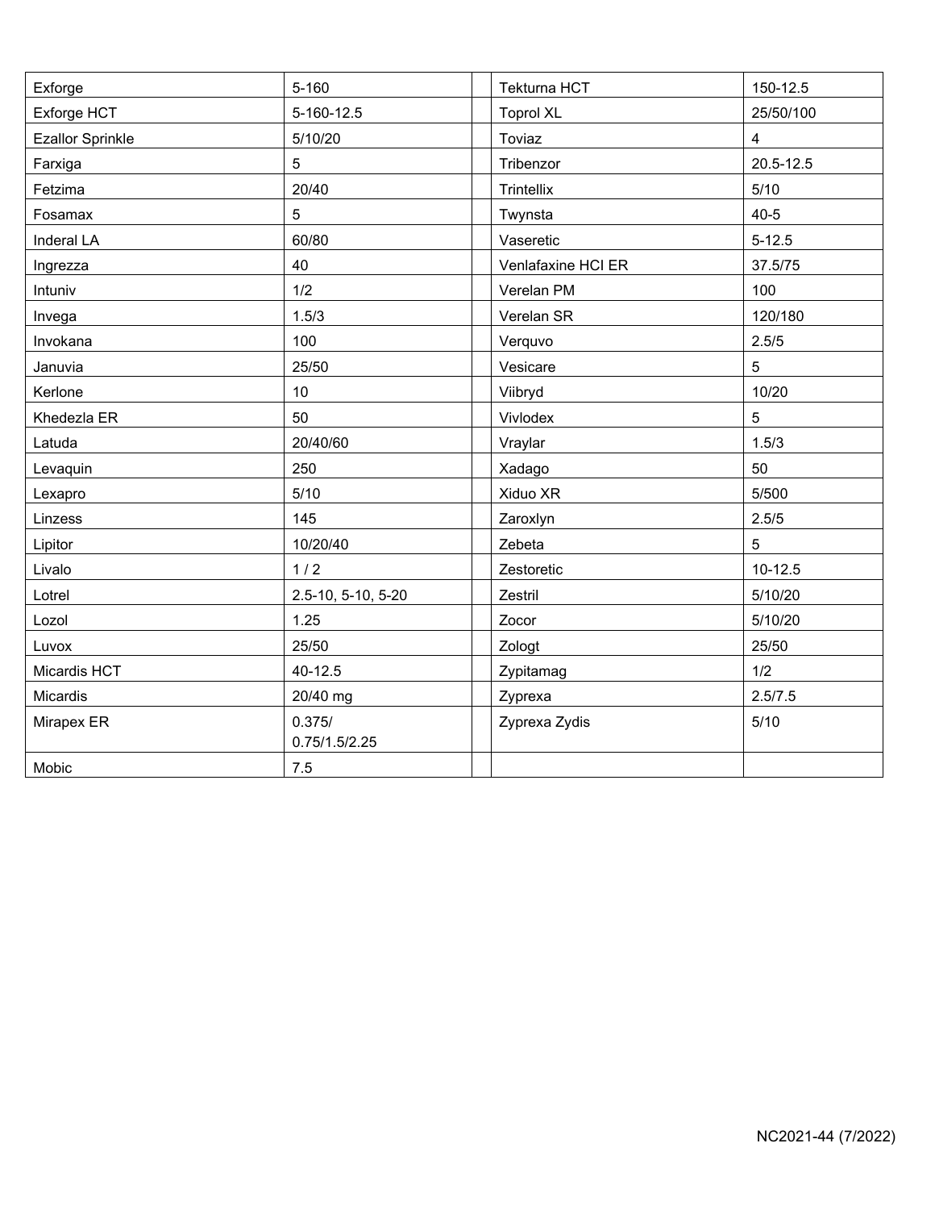| Exforge | 5-160 | | Tekturna HCT | 150-12.5 |
|---|---|---|---|---|
| Exforge HCT | 5-160-12.5 | | Toprol XL | 25/50/100 |
| Ezallor Sprinkle | 5/10/20 | | Toviaz | 4 |
| Farxiga | 5 | | Tribenzor | 20.5-12.5 |
| Fetzima | 20/40 | | Trintellix | 5/10 |
| Fosamax | 5 | | Twynsta | 40-5 |
| Inderal LA | 60/80 | | Vaseretic | 5-12.5 |
| Ingrezza | 40 | | Venlafaxine HCI ER | 37.5/75 |
| Intuniv | 1/2 | | Verelan PM | 100 |
| Invega | 1.5/3 | | Verelan SR | 120/180 |
| Invokana | 100 | | Verquvo | 2.5/5 |
| Januvia | 25/50 | | Vesicare | 5 |
| Kerlone | 10 | | Viibryd | 10/20 |
| Khedezla ER | 50 | | Vivlodex | 5 |
| Latuda | 20/40/60 | | Vraylar | 1.5/3 |
| Levaquin | 250 | | Xadago | 50 |
| Lexapro | 5/10 | | Xiduo XR | 5/500 |
| Linzess | 145 | | Zaroxlyn | 2.5/5 |
| Lipitor | 10/20/40 | | Zebeta | 5 |
| Livalo | 1 / 2 | | Zestoretic | 10-12.5 |
| Lotrel | 2.5-10, 5-10, 5-20 | | Zestril | 5/10/20 |
| Lozol | 1.25 | | Zocor | 5/10/20 |
| Luvox | 25/50 | | Zologt | 25/50 |
| Micardis HCT | 40-12.5 | | Zypitamag | 1/2 |
| Micardis | 20/40 mg | | Zyprexa | 2.5/7.5 |
| Mirapex ER | 0.375/ 0.75/1.5/2.25 | | Zyprexa Zydis | 5/10 |
| Mobic | 7.5 | | | |

NC2021-44 (7/2022)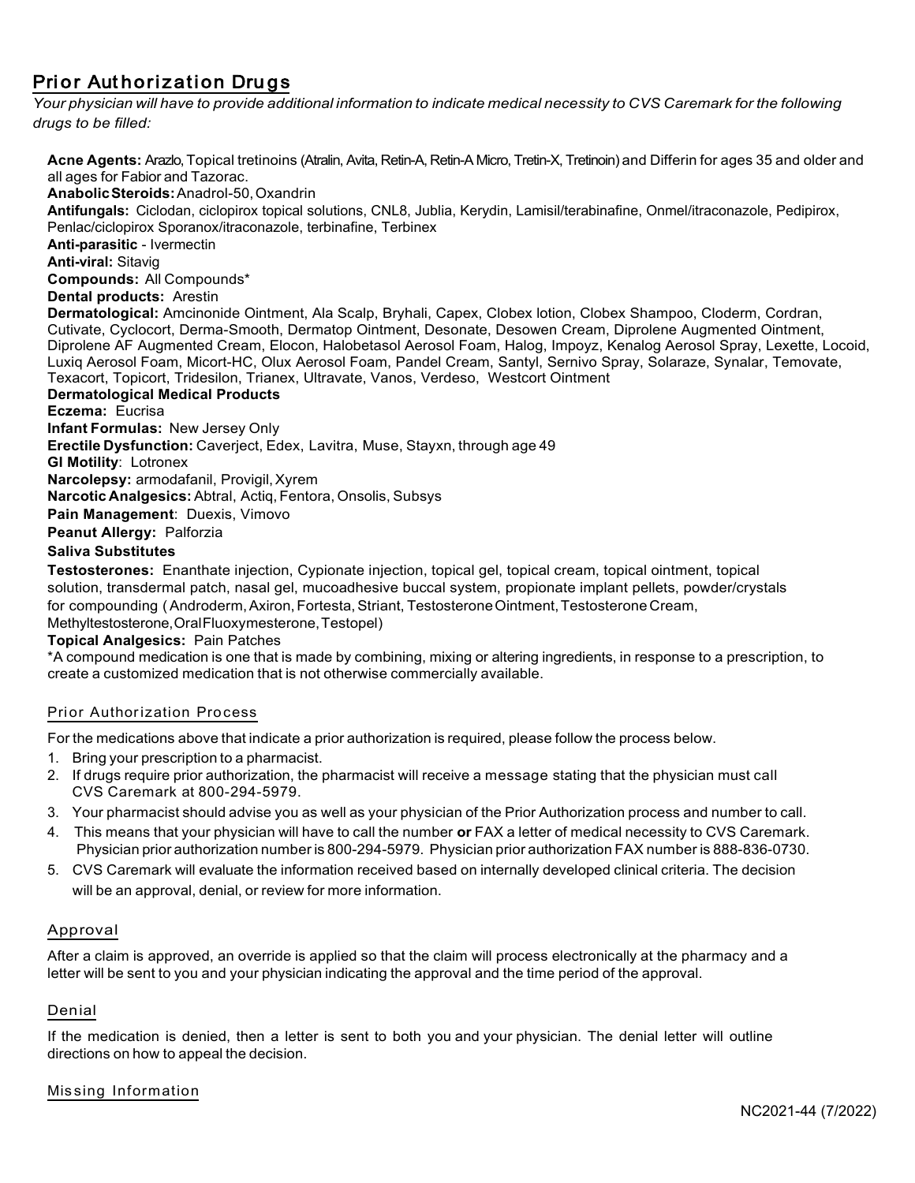## Prior Authorization Drugs

*Your physician will have to provide additional information to indicate medical necessity to CVS Caremark for the following drugs to be filled:*

**Acne Agents:** Arazlo, Topical tretinoins (Atralin, Avita, Retin-A, Retin-A Micro, Tretin-X, Tretinoin) and Differin for ages 35 and older and all ages for Fabior and Tazorac.

**Anabolic Steroids:** Anadrol-50, Oxandrin

**Antifungals:** Ciclodan, ciclopirox topical solutions, CNL8, Jublia, Kerydin, Lamisil/terabinafine, Onmel/itraconazole, Pedipirox, Penlac/ciclopirox Sporanox/itraconazole, terbinafine, Terbinex

**Anti-parasitic** - Ivermectin

**Anti-viral:** Sitavig

**Compounds:** All Compounds*

**Dental products:** Arestin

**Dermatological:** Amcinonide Ointment, Ala Scalp, Bryhali, Capex, Clobex lotion, Clobex Shampoo, Cloderm, Cordran, Cutivate, Cyclocort, Derma-Smooth, Dermatop Ointment, Desonate, Desowen Cream, Diprolene Augmented Ointment, Diprolene AF Augmented Cream, Elocon, Halobetasol Aerosol Foam, Halog, Impoyz, Kenalog Aerosol Spray, Lexette, Locoid, Luxiq Aerosol Foam, Micort-HC, Olux Aerosol Foam, Pandel Cream, Santyl, Sernivo Spray, Solaraze, Synalar, Temovate, Texacort, Topicort, Tridesilon, Trianex, Ultravate, Vanos, Verdeso, Westcort Ointment

**Dermatological Medical Products**

**Eczema:** Eucrisa

**Infant Formulas:** New Jersey Only

**Erectile Dysfunction:** Caverject, Edex, Lavitra, Muse, Stayxn, through age 49

**GI Motility**: Lotronex

**Narcolepsy:** armodafanil, Provigil, Xyrem

**Narcotic Analgesics:** Abtral, Actiq, Fentora, Onsolis, Subsys

**Pain Management**: Duexis, Vimovo

**Peanut Allergy:** Palforzia

**Saliva Substitutes**

**Testosterones:** Enanthate injection, Cypionate injection, topical gel, topical cream, topical ointment, topical solution, transdermal patch, nasal gel, mucoadhesive buccal system, propionate implant pellets, powder/crystals for compounding ( Androderm, Axiron, Fortesta, Striant, Testosterone Ointment, Testosterone Cream, Methyltestosterone, Oral Fluoxymesterone, Testopel)

**Topical Analgesics:** Pain Patches

*A compound medication is one that is made by combining, mixing or altering ingredients, in response to a prescription, to create a customized medication that is not otherwise commercially available.

### Prior Authorization Process

For the medications above that indicate a prior authorization is required, please follow the process below.

1. Bring your prescription to a pharmacist.
2. If drugs require prior authorization, the pharmacist will receive a message stating that the physician must call CVS Caremark at 800-294-5979.
3. Your pharmacist should advise you as well as your physician of the Prior Authorization process and number to call.
4. This means that your physician will have to call the number **or** FAX a letter of medical necessity to CVS Caremark. Physician prior authorization number is 800-294-5979. Physician prior authorization FAX number is 888-836-0730.
5. CVS Caremark will evaluate the information received based on internally developed clinical criteria. The decision will be an approval, denial, or review for more information.

### Approval

After a claim is approved, an override is applied so that the claim will process electronically at the pharmacy and a letter will be sent to you and your physician indicating the approval and the time period of the approval.

### Denial

If the medication is denied, then a letter is sent to both you and your physician. The denial letter will outline directions on how to appeal the decision.

### Missing Information

NC2021-44 (7/2022)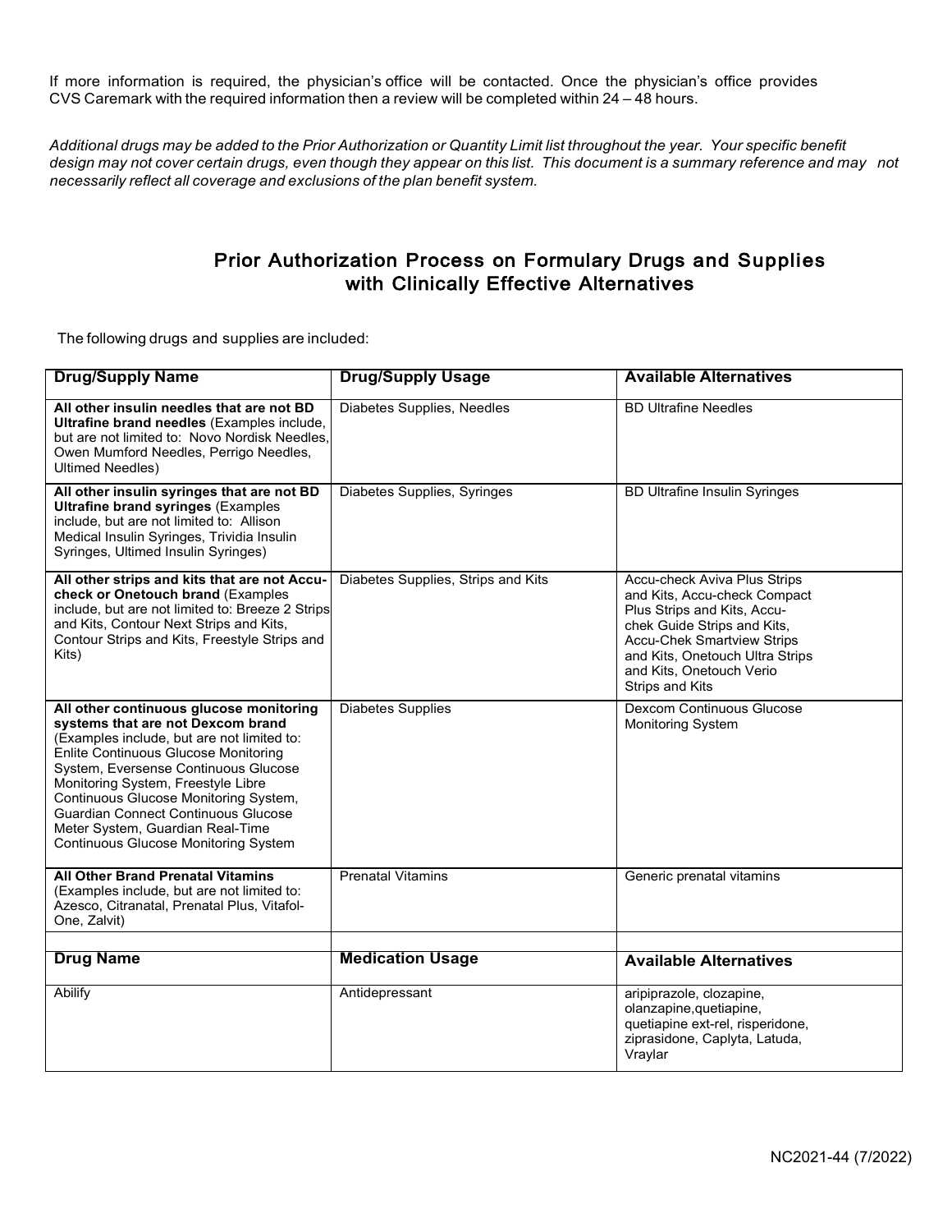If more information is required, the physician's office will be contacted. Once the physician's office provides CVS Caremark with the required information then a review will be completed within 24 – 48 hours.

*Additional drugs may be added to the Prior Authorization or Quantity Limit list throughout the year. Your specific benefit design may not cover certain drugs, even though they appear on this list. This document is a summary reference and may not necessarily reflect all coverage and exclusions of the plan benefit system.*

## Prior Authorization Process on Formulary Drugs and Supplies with Clinically Effective Alternatives

The following drugs and supplies are included:

| Drug/Supply Name | Drug/Supply Usage | Available Alternatives |
|---|---|---|
| **All other insulin needles that are not BD Ultrafine brand needles** (Examples include, but are not limited to: Novo Nordisk Needles, Owen Mumford Needles, Perrigo Needles, Ultimed Needles) | Diabetes Supplies, Needles | BD Ultrafine Needles |
| **All other insulin syringes that are not BD Ultrafine brand syringes** (Examples include, but are not limited to: Allison Medical Insulin Syringes, Trividia Insulin Syringes, Ultimed Insulin Syringes) | Diabetes Supplies, Syringes | BD Ultrafine Insulin Syringes |
| **All other strips and kits that are not Accu-check or Onetouch brand** (Examples include, but are not limited to: Breeze 2 Strips and Kits, Contour Next Strips and Kits, Contour Strips and Kits, Freestyle Strips and Kits) | Diabetes Supplies, Strips and Kits | Accu-check Aviva Plus Strips and Kits, Accu-check Compact Plus Strips and Kits, Accu-chek Guide Strips and Kits, Accu-Chek Smartview Strips and Kits, Onetouch Ultra Strips and Kits, Onetouch Verio Strips and Kits |
| **All other continuous glucose monitoring systems that are not Dexcom brand** (Examples include, but are not limited to: Enlite Continuous Glucose Monitoring System, Eversense Continuous Glucose Monitoring System, Freestyle Libre Continuous Glucose Monitoring System, Guardian Connect Continuous Glucose Meter System, Guardian Real-Time Continuous Glucose Monitoring System | Diabetes Supplies | Dexcom Continuous Glucose Monitoring System |
| **All Other Brand Prenatal Vitamins** (Examples include, but are not limited to: Azesco, Citranatal, Prenatal Plus, Vitafol-One, Zalvit) | Prenatal Vitamins | Generic prenatal vitamins |
| | | |
| **Drug Name** | **Medication Usage** | **Available Alternatives** |
| Abilify | Antidepressant | aripiprazole, clozapine, olanzapine,quetiapine, quetiapine ext-rel, risperidone, ziprasidone, Caplyta, Latuda, Vraylar |

NC2021-44 (7/2022)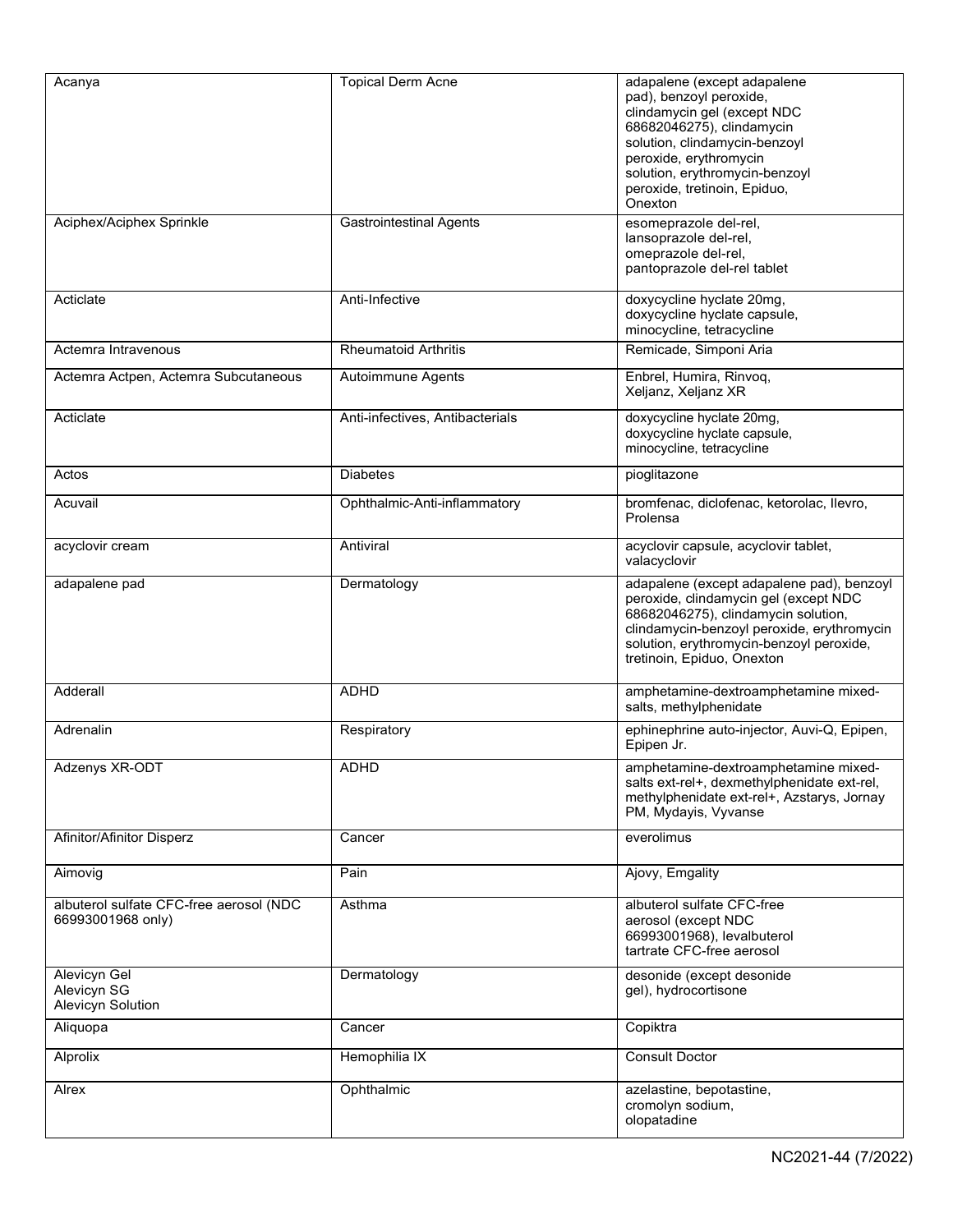| Acanya | Topical Derm Acne | adapalene (except adapalene pad), benzoyl peroxide, clindamycin gel (except NDC 68682046275), clindamycin solution, clindamycin-benzoyl peroxide, erythromycin solution, erythromycin-benzoyl peroxide, tretinoin, Epiduo, Onexton |
|---|---|---|
| Aciphex/Aciphex Sprinkle | Gastrointestinal Agents | esomeprazole del-rel, lansoprazole del-rel, omeprazole del-rel, pantoprazole del-rel tablet |
| Acticlate | Anti-Infective | doxycycline hyclate 20mg, doxycycline hyclate capsule, minocycline, tetracycline |
| Actemra Intravenous | Rheumatoid Arthritis | Remicade, Simponi Aria |
| Actemra Actpen, Actemra Subcutaneous | Autoimmune Agents | Enbrel, Humira, Rinvoq, Xeljanz, Xeljanz XR |
| Acticlate | Anti-infectives, Antibacterials | doxycycline hyclate 20mg, doxycycline hyclate capsule, minocycline, tetracycline |
| Actos | Diabetes | pioglitazone |
| Acuvail | Ophthalmic-Anti-inflammatory | bromfenac, diclofenac, ketorolac, Ilevro, Prolensa |
| acyclovir cream | Antiviral | acyclovir capsule, acyclovir tablet, valacyclovir |
| adapalene pad | Dermatology | adapalene (except adapalene pad), benzoyl peroxide, clindamycin gel (except NDC 68682046275), clindamycin solution, clindamycin-benzoyl peroxide, erythromycin solution, erythromycin-benzoyl peroxide, tretinoin, Epiduo, Onexton |
| Adderall | ADHD | amphetamine-dextroamphetamine mixed-salts, methylphenidate |
| Adrenalin | Respiratory | ephinephrine auto-injector, Auvi-Q, Epipen, Epipen Jr. |
| Adzenys XR-ODT | ADHD | amphetamine-dextroamphetamine mixed-salts ext-rel+, dexmethylphenidate ext-rel, methylphenidate ext-rel+, Azstarys, Jornay PM, Mydayis, Vyvanse |
| Afinitor/Afinitor Disperz | Cancer | everolimus |
| Aimovig | Pain | Ajovy, Emgality |
| albuterol sulfate CFC-free aerosol (NDC 66993001968 only) | Asthma | albuterol sulfate CFC-free aerosol (except NDC 66993001968), levalbuterol tartrate CFC-free aerosol |
| Alevicyn Gel<br>Alevicyn SG<br>Alevicyn Solution | Dermatology | desonide (except desonide gel), hydrocortisone |
| Aliquopa | Cancer | Copiktra |
| Alprolix | Hemophilia IX | Consult Doctor |
| Alrex | Ophthalmic | azelastine, bepotastine, cromolyn sodium, olopatadine |

NC2021-44 (7/2022)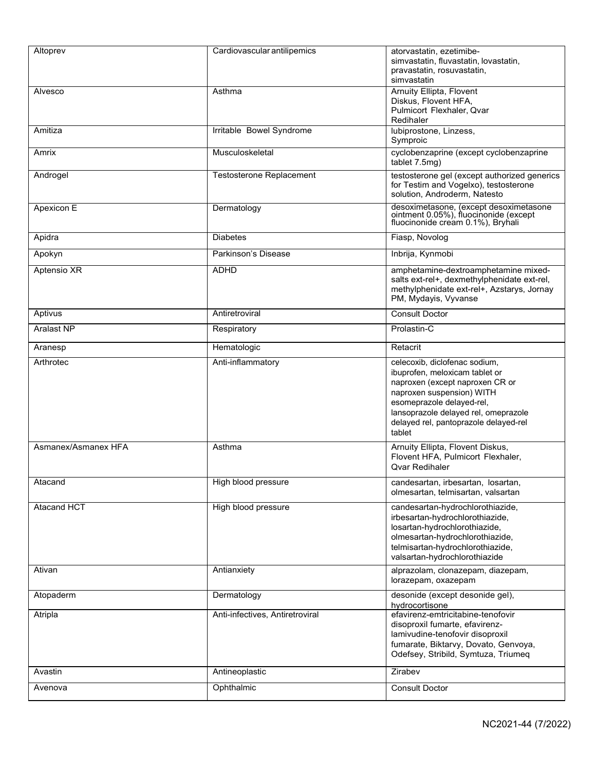| Altoprev | Cardiovascular antilipemics | atorvastatin, ezetimibe-simvastatin, fluvastatin, lovastatin, pravastatin, rosuvastatin, simvastatin |
|---|---|---|
| Alvesco | Asthma | Arnuity Ellipta, Flovent Diskus, Flovent HFA, Pulmicort Flexhaler, Qvar Redihaler |
| Amitiza | Irritable Bowel Syndrome | lubiprostone, Linzess, Symproic |
| Amrix | Musculoskeletal | cyclobenzaprine (except cyclobenzaprine tablet 7.5mg) |
| Androgel | Testosterone Replacement | testosterone gel (except authorized generics for Testim and Vogelxo), testosterone solution, Androderm, Natesto |
| Apexicon E | Dermatology | desoximetasone, (except desoximetasone ointment 0.05%), fluocinonide (except fluocinonide cream 0.1%), Bryhali |
| Apidra | Diabetes | Fiasp, Novolog |
| Apokyn | Parkinson's Disease | Inbrija, Kynmobi |
| Aptensio XR | ADHD | amphetamine-dextroamphetamine mixed-salts ext-rel+, dexmethylphenidate ext-rel, methylphenidate ext-rel+, Azstarys, Jornay PM, Mydayis, Vyvanse |
| Aptivus | Antiretroviral | Consult Doctor |
| Aralast NP | Respiratory | Prolastin-C |
| Aranesp | Hematologic | Retacrit |
| Arthrotec | Anti-inflammatory | celecoxib, diclofenac sodium, ibuprofen, meloxicam tablet or naproxen (except naproxen CR or naproxen suspension) WITH esomeprazole delayed-rel, lansoprazole delayed rel, omeprazole delayed rel, pantoprazole delayed-rel tablet |
| Asmanex/Asmanex HFA | Asthma | Arnuity Ellipta, Flovent Diskus, Flovent HFA, Pulmicort Flexhaler, Qvar Redihaler |
| Atacand | High blood pressure | candesartan, irbesartan, losartan, olmesartan, telmisartan, valsartan |
| Atacand HCT | High blood pressure | candesartan-hydrochlorothiazide, irbesartan-hydrochlorothiazide, losartan-hydrochlorothiazide, olmesartan-hydrochlorothiazide, telmisartan-hydrochlorothiazide, valsartan-hydrochlorothiazide |
| Ativan | Antianxiety | alprazolam, clonazepam, diazepam, lorazepam, oxazepam |
| Atopaderm | Dermatology | desonide (except desonide gel), hydrocortisone |
| Atripla | Anti-infectives, Antiretroviral | efavirenz-emtricitabine-tenofovir disoproxil fumarte, efavirenz-lamivudine-tenofovir disoproxil fumarate, Biktarvy, Dovato, Genvoya, Odefsey, Stribild, Symtuza, Triumeq |
| Avastin | Antineoplastic | Zirabev |
| Avenova | Ophthalmic | Consult Doctor |

NC2021-44 (7/2022)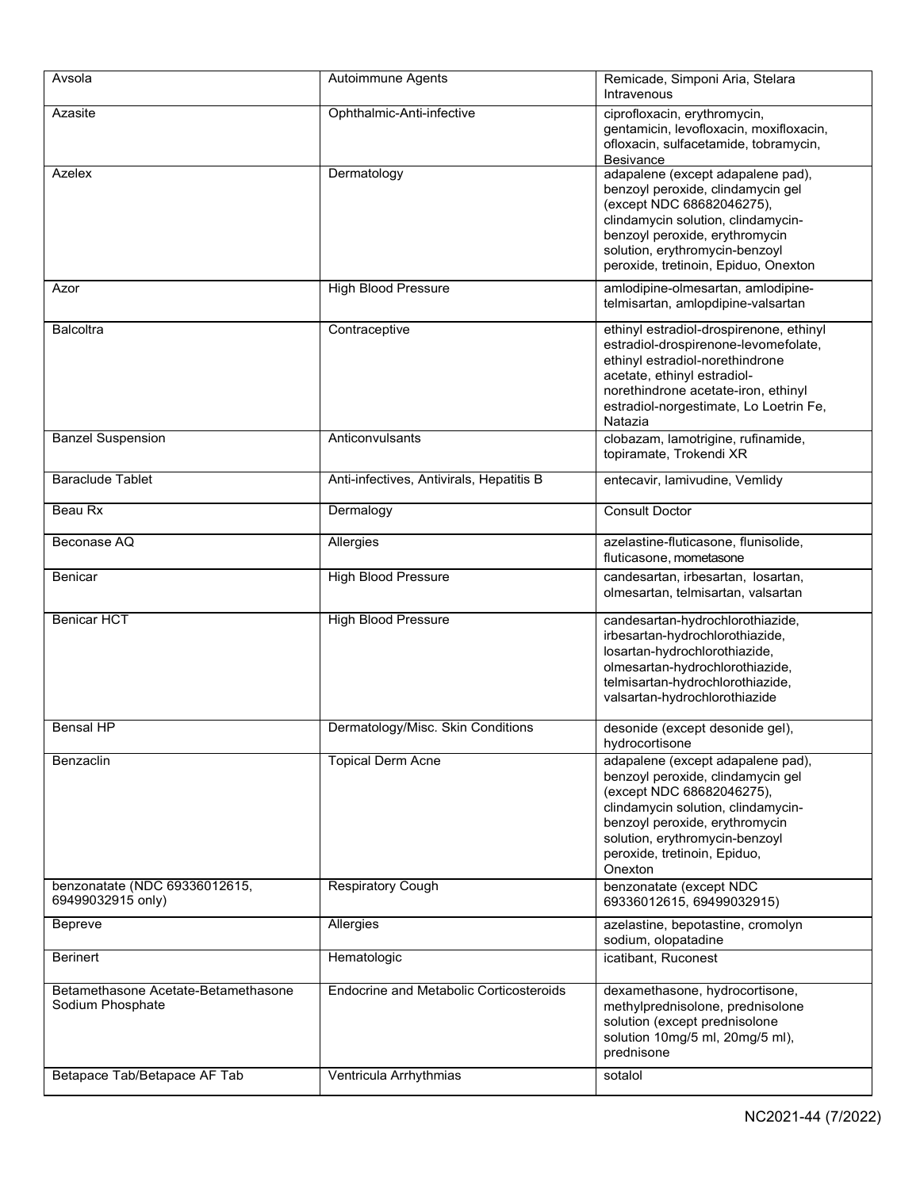| Avsola | Autoimmune Agents | Remicade, Simponi Aria, Stelara Intravenous |
|---|---|---|
| Azasite | Ophthalmic-Anti-infective | ciprofloxacin, erythromycin, gentamicin, levofloxacin, moxifloxacin, ofloxacin, sulfacetamide, tobramycin, Besivance |
| Azelex | Dermatology | adapalene (except adapalene pad), benzoyl peroxide, clindamycin gel (except NDC 68682046275), clindamycin solution, clindamycin-benzoyl peroxide, erythromycin solution, erythromycin-benzoyl peroxide, tretinoin, Epiduo, Onexton |
| Azor | High Blood Pressure | amlodipine-olmesartan, amlodipine-telmisartan, amlopdipine-valsartan |
| Balcoltra | Contraceptive | ethinyl estradiol-drospirenone, ethinyl estradiol-drospirenone-levomefolate, ethinyl estradiol-norethindrone acetate, ethinyl estradiol-norethindrone acetate-iron, ethinyl estradiol-norgestimate, Lo Loetrin Fe, Natazia |
| Banzel Suspension | Anticonvulsants | clobazam, lamotrigine, rufinamide, topiramate, Trokendi XR |
| Baraclude Tablet | Anti-infectives, Antivirals, Hepatitis B | entecavir, lamivudine, Vemlidy |
| Beau Rx | Dermalogy | Consult Doctor |
| Beconase AQ | Allergies | azelastine-fluticasone, flunisolide, fluticasone, mometasone |
| Benicar | High Blood Pressure | candesartan, irbesartan, losartan, olmesartan, telmisartan, valsartan |
| Benicar HCT | High Blood Pressure | candesartan-hydrochlorothiazide, irbesartan-hydrochlorothiazide, losartan-hydrochlorothiazide, olmesartan-hydrochlorothiazide, telmisartan-hydrochlorothiazide, valsartan-hydrochlorothiazide |
| Bensal HP | Dermatology/Misc. Skin Conditions | desonide (except desonide gel), hydrocortisone |
| Benzaclin | Topical Derm Acne | adapalene (except adapalene pad), benzoyl peroxide, clindamycin gel (except NDC 68682046275), clindamycin solution, clindamycin-benzoyl peroxide, erythromycin solution, erythromycin-benzoyl peroxide, tretinoin, Epiduo, Onexton |
| benzonatate (NDC 69336012615, 69499032915 only) | Respiratory Cough | benzonatate (except NDC 69336012615, 69499032915) |
| Bepreve | Allergies | azelastine, bepotastine, cromolyn sodium, olopatadine |
| Berinert | Hematologic | icatibant, Ruconest |
| Betamethasone Acetate-Betamethasone Sodium Phosphate | Endocrine and Metabolic Corticosteroids | dexamethasone, hydrocortisone, methylprednisolone, prednisolone solution (except prednisolone solution 10mg/5 ml, 20mg/5 ml), prednisone |
| Betapace Tab/Betapace AF Tab | Ventricula Arrhythmias | sotalol |

NC2021-44 (7/2022)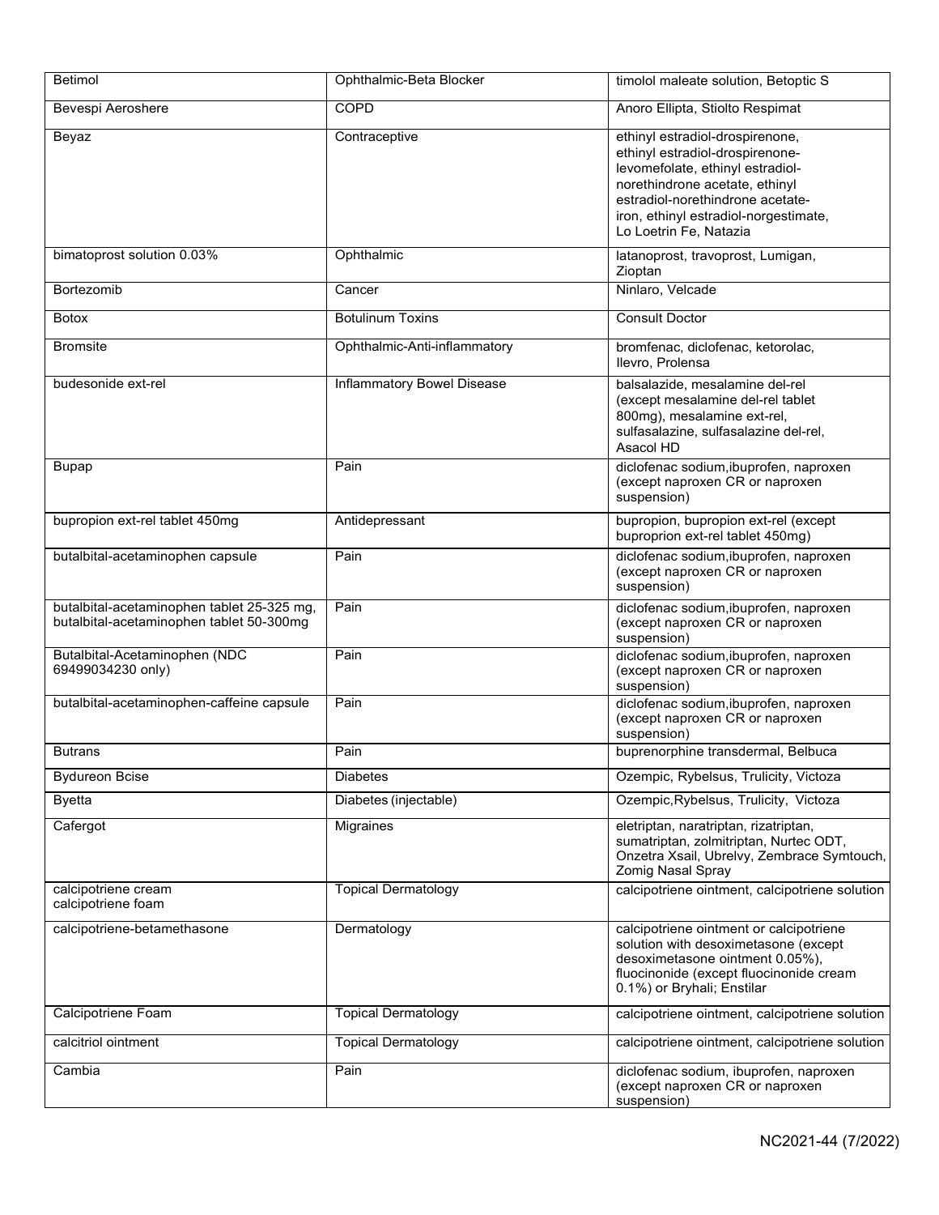| Betimol | Ophthalmic-Beta Blocker | timolol maleate solution, Betoptic S |
|---|---|---|
| Bevespi Aeroshere | COPD | Anoro Ellipta, Stiolto Respimat |
| Beyaz | Contraceptive | ethinyl estradiol-drospirenone, ethinyl estradiol-drospirenone-levomefolate, ethinyl estradiol-norethindrone acetate, ethinyl estradiol-norethindrone acetate-iron, ethinyl estradiol-norgestimate, Lo Loetrin Fe, Natazia |
| bimatoprost solution 0.03% | Ophthalmic | latanoprost, travoprost, Lumigan, Zioptan |
| Bortezomib | Cancer | Ninlaro, Velcade |
| Botox | Botulinum Toxins | Consult Doctor |
| Bromsite | Ophthalmic-Anti-inflammatory | bromfenac, diclofenac, ketorolac, Ilevro, Prolensa |
| budesonide ext-rel | Inflammatory Bowel Disease | balsalazide, mesalamine del-rel (except mesalamine del-rel tablet 800mg), mesalamine ext-rel, sulfasalazine, sulfasalazine del-rel, Asacol HD |
| Bupap | Pain | diclofenac sodium,ibuprofen, naproxen (except naproxen CR or naproxen suspension) |
| bupropion ext-rel tablet 450mg | Antidepressant | bupropion, bupropion ext-rel (except buproprion ext-rel tablet 450mg) |
| butalbital-acetaminophen capsule | Pain | diclofenac sodium,ibuprofen, naproxen (except naproxen CR or naproxen suspension) |
| butalbital-acetaminophen tablet 25-325 mg, butalbital-acetaminophen tablet 50-300mg | Pain | diclofenac sodium,ibuprofen, naproxen (except naproxen CR or naproxen suspension) |
| Butalbital-Acetaminophen (NDC 69499034230 only) | Pain | diclofenac sodium,ibuprofen, naproxen (except naproxen CR or naproxen suspension) |
| butalbital-acetaminophen-caffeine capsule | Pain | diclofenac sodium,ibuprofen, naproxen (except naproxen CR or naproxen suspension) |
| Butrans | Pain | buprenorphine transdermal, Belbuca |
| Bydureon Bcise | Diabetes | Ozempic, Rybelsus, Trulicity, Victoza |
| Byetta | Diabetes (injectable) | Ozempic,Rybelsus, Trulicity, Victoza |
| Cafergot | Migraines | eletriptan, naratriptan, rizatriptan, sumatriptan, zolmitriptan, Nurtec ODT, Onzetra Xsail, Ubrelvy, Zembrace Symtouch, Zomig Nasal Spray |
| calcipotriene cream<br>calcipotriene foam | Topical Dermatology | calcipotriene ointment, calcipotriene solution |
| calcipotriene-betamethasone | Dermatology | calcipotriene ointment or calcipotriene solution with desoximetasone (except desoximetasone ointment 0.05%), fluocinonide (except fluocinonide cream 0.1%) or Bryhali; Enstilar |
| Calcipotriene Foam | Topical Dermatology | calcipotriene ointment, calcipotriene solution |
| calcitriol ointment | Topical Dermatology | calcipotriene ointment, calcipotriene solution |
| Cambia | Pain | diclofenac sodium, ibuprofen, naproxen (except naproxen CR or naproxen suspension) |

NC2021-44 (7/2022)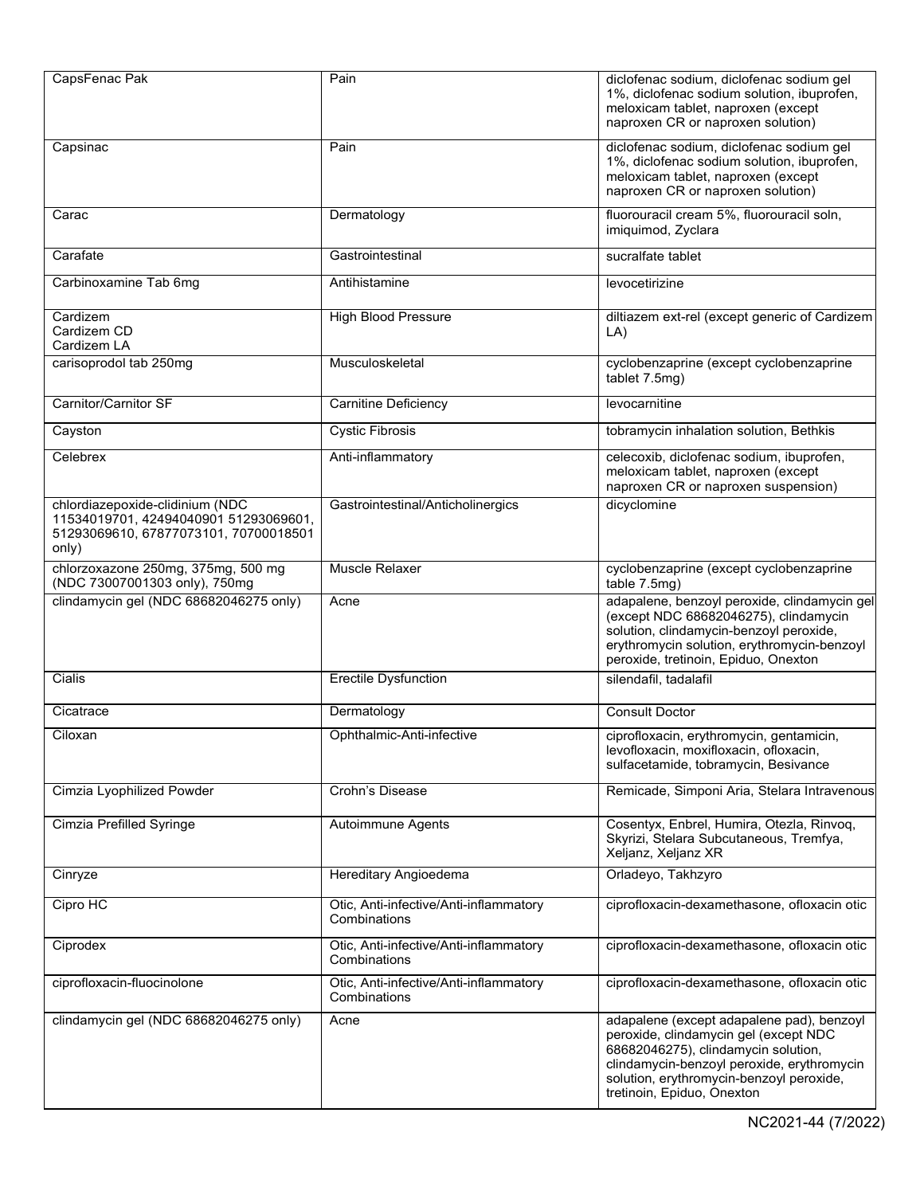| CapsFenac Pak | Pain | diclofenac sodium, diclofenac sodium gel 1%, diclofenac sodium solution, ibuprofen, meloxicam tablet, naproxen (except naproxen CR or naproxen solution) |
|---|---|---|
| Capsinac | Pain | diclofenac sodium, diclofenac sodium gel 1%, diclofenac sodium solution, ibuprofen, meloxicam tablet, naproxen (except naproxen CR or naproxen solution) |
| Carac | Dermatology | fluorouracil cream 5%, fluorouracil soln, imiquimod, Zyclara |
| Carafate | Gastrointestinal | sucralfate tablet |
| Carbinoxamine Tab 6mg | Antihistamine | levocetirizine |
| Cardizem<br>Cardizem CD<br>Cardizem LA | High Blood Pressure | diltiazem ext-rel (except generic of Cardizem LA) |
| carisoprodol tab 250mg | Musculoskeletal | cyclobenzaprine (except cyclobenzaprine tablet 7.5mg) |
| Carnitor/Carnitor SF | Carnitine Deficiency | levocarnitine |
| Cayston | Cystic Fibrosis | tobramycin inhalation solution, Bethkis |
| Celebrex | Anti-inflammatory | celecoxib, diclofenac sodium, ibuprofen, meloxicam tablet, naproxen (except naproxen CR or naproxen suspension) |
| chlordiazepoxide-clidinium (NDC 11534019701, 42494040901 51293069601, 51293069610, 67877073101, 70700018501 only) | Gastrointestinal/Anticholinergics | dicyclomine |
| chlorzoxazone 250mg, 375mg, 500 mg (NDC 73007001303 only), 750mg | Muscle Relaxer | cyclobenzaprine (except cyclobenzaprine table 7.5mg) |
| clindamycin gel (NDC 68682046275 only) | Acne | adapalene, benzoyl peroxide, clindamycin gel (except NDC 68682046275), clindamycin solution, clindamycin-benzoyl peroxide, erythromycin solution, erythromycin-benzoyl peroxide, tretinoin, Epiduo, Onexton |
| Cialis | Erectile Dysfunction | silendafil, tadalafil |
| Cicatrace | Dermatology | Consult Doctor |
| Ciloxan | Ophthalmic-Anti-infective | ciprofloxacin, erythromycin, gentamicin, levofloxacin, moxifloxacin, ofloxacin, sulfacetamide, tobramycin, Besivance |
| Cimzia Lyophilized Powder | Crohn's Disease | Remicade, Simponi Aria, Stelara Intravenous |
| Cimzia Prefilled Syringe | Autoimmune Agents | Cosentyx, Enbrel, Humira, Otezla, Rinvoq, Skyrizi, Stelara Subcutaneous, Tremfya, Xeljanz, Xeljanz XR |
| Cinryze | Hereditary Angioedema | Orladeyo, Takhzyro |
| Cipro HC | Otic, Anti-infective/Anti-inflammatory Combinations | ciprofloxacin-dexamethasone, ofloxacin otic |
| Ciprodex | Otic, Anti-infective/Anti-inflammatory Combinations | ciprofloxacin-dexamethasone, ofloxacin otic |
| ciprofloxacin-fluocinolone | Otic, Anti-infective/Anti-inflammatory Combinations | ciprofloxacin-dexamethasone, ofloxacin otic |
| clindamycin gel (NDC 68682046275 only) | Acne | adapalene (except adapalene pad), benzoyl peroxide, clindamycin gel (except NDC 68682046275), clindamycin solution, clindamycin-benzoyl peroxide, erythromycin solution, erythromycin-benzoyl peroxide, tretinoin, Epiduo, Onexton |

NC2021-44 (7/2022)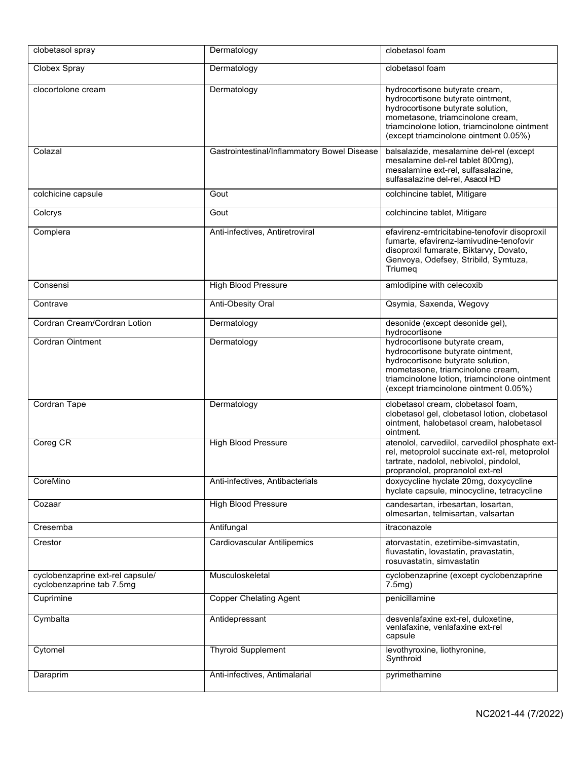| clobetasol spray | Dermatology | clobetasol foam |
|---|---|---|
| Clobex Spray | Dermatology | clobetasol foam |
| clocortolone cream | Dermatology | hydrocortisone butyrate cream, hydrocortisone butyrate ointment, hydrocortisone butyrate solution, mometasone, triamcinolone cream, triamcinolone lotion, triamcinolone ointment (except triamcinolone ointment 0.05%) |
| Colazal | Gastrointestinal/Inflammatory Bowel Disease | balsalazide, mesalamine del-rel (except mesalamine del-rel tablet 800mg), mesalamine ext-rel, sulfasalazine, sulfasalazine del-rel, Asacol HD |
| colchicine capsule | Gout | colchincine tablet, Mitigare |
| Colcrys | Gout | colchincine tablet, Mitigare |
| Complera | Anti-infectives, Antiretroviral | efavirenz-emtricitabine-tenofovir disoproxil fumarte, efavirenz-lamivudine-tenofovir disoproxil fumarate, Biktarvy, Dovato, Genvoya, Odefsey, Stribild, Symtuza, Triumeq |
| Consensi | High Blood Pressure | amlodipine with celecoxib |
| Contrave | Anti-Obesity Oral | Qsymia, Saxenda, Wegovy |
| Cordran Cream/Cordran Lotion | Dermatology | desonide (except desonide gel), hydrocortisone |
| Cordran Ointment | Dermatology | hydrocortisone butyrate cream, hydrocortisone butyrate ointment, hydrocortisone butyrate solution, mometasone, triamcinolone cream, triamcinolone lotion, triamcinolone ointment (except triamcinolone ointment 0.05%) |
| Cordran Tape | Dermatology | clobetasol cream, clobetasol foam, clobetasol gel, clobetasol lotion, clobetasol ointment, halobetasol cream, halobetasol ointment. |
| Coreg CR | High Blood Pressure | atenolol, carvedilol, carvedilol phosphate ext-rel, metoprolol succinate ext-rel, metoprolol tartrate, nadolol, nebivolol, pindolol, propranolol, propranolol ext-rel |
| CoreMino | Anti-infectives, Antibacterials | doxycycline hyclate 20mg, doxycycline hyclate capsule, minocycline, tetracycline |
| Cozaar | High Blood Pressure | candesartan, irbesartan, losartan, olmesartan, telmisartan, valsartan |
| Cresemba | Antifungal | itraconazole |
| Crestor | Cardiovascular Antilipemics | atorvastatin, ezetimibe-simvastatin, fluvastatin, lovastatin, pravastatin, rosuvastatin, simvastatin |
| cyclobenzaprine ext-rel capsule/ cyclobenzaprine tab 7.5mg | Musculoskeletal | cyclobenzaprine (except cyclobenzaprine 7.5mg) |
| Cuprimine | Copper Chelating Agent | penicillamine |
| Cymbalta | Antidepressant | desvenlafaxine ext-rel, duloxetine, venlafaxine, venlafaxine ext-rel capsule |
| Cytomel | Thyroid Supplement | levothyroxine, liothyronine, Synthroid |
| Daraprim | Anti-infectives, Antimalarial | pyrimethamine |

NC2021-44 (7/2022)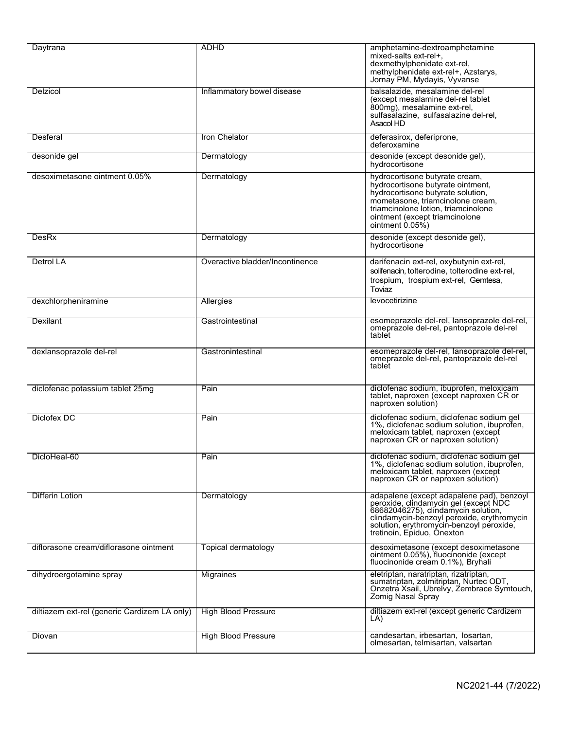| Daytrana | ADHD | amphetamine-dextroamphetamine mixed-salts ext-rel+, dexmethylphenidate ext-rel, methylphenidate ext-rel+, Azstarys, Jornay PM, Mydayis, Vyvanse |
|---|---|---|
| Delzicol | Inflammatory bowel disease | balsalazide, mesalamine del-rel (except mesalamine del-rel tablet 800mg), mesalamine ext-rel, sulfasalazine, sulfasalazine del-rel, Asacol HD |
| Desferal | Iron Chelator | deferasirox, deferiprone, deferoxamine |
| desonide gel | Dermatology | desonide (except desonide gel), hydrocortisone |
| desoximetasone ointment 0.05% | Dermatology | hydrocortisone butyrate cream, hydrocortisone butyrate ointment, hydrocortisone butyrate solution, mometasone, triamcinolone cream, triamcinolone lotion, triamcinolone ointment (except triamcinolone ointment 0.05%) |
| DesRx | Dermatology | desonide (except desonide gel), hydrocortisone |
| Detrol LA | Overactive bladder/Incontinence | darifenacin ext-rel, oxybutynin ext-rel, solifenacin, tolterodine, tolterodine ext-rel, trospium, trospium ext-rel, Gemtesa, Toviaz |
| dexchlorpheniramine | Allergies | levocetirizine |
| Dexilant | Gastrointestinal | esomeprazole del-rel, lansoprazole del-rel, omeprazole del-rel, pantoprazole del-rel tablet |
| dexlansoprazole del-rel | Gastronintestinal | esomeprazole del-rel, lansoprazole del-rel, omeprazole del-rel, pantoprazole del-rel tablet |
| diclofenac potassium tablet 25mg | Pain | diclofenac sodium, ibuprofen, meloxicam tablet, naproxen (except naproxen CR or naproxen solution) |
| Diclofex DC | Pain | diclofenac sodium, diclofenac sodium gel 1%, diclofenac sodium solution, ibuprofen, meloxicam tablet, naproxen (except naproxen CR or naproxen solution) |
| DicloHeal-60 | Pain | diclofenac sodium, diclofenac sodium gel 1%, diclofenac sodium solution, ibuprofen, meloxicam tablet, naproxen (except naproxen CR or naproxen solution) |
| Differin Lotion | Dermatology | adapalene (except adapalene pad), benzoyl peroxide, clindamycin gel (except NDC 68682046275), clindamycin solution, clindamycin-benzoyl peroxide, erythromycin solution, erythromycin-benzoyl peroxide, tretinoin, Epiduo, Onexton |
| diflorasone cream/diflorasone ointment | Topical dermatology | desoximetasone (except desoximetasone ointment 0.05%), fluocinonide (except fluocinonide cream 0.1%), Bryhali |
| dihydroergotamine spray | Migraines | eletriptan, naratriptan, rizatriptan, sumatriptan, zolmitriptan, Nurtec ODT, Onzetra Xsail, Ubrelvy, Zembrace Symtouch, Zomig Nasal Spray |
| diltiazem ext-rel (generic Cardizem LA only) | High Blood Pressure | diltiazem ext-rel (except generic Cardizem LA) |
| Diovan | High Blood Pressure | candesartan, irbesartan, losartan, olmesartan, telmisartan, valsartan |

NC2021-44 (7/2022)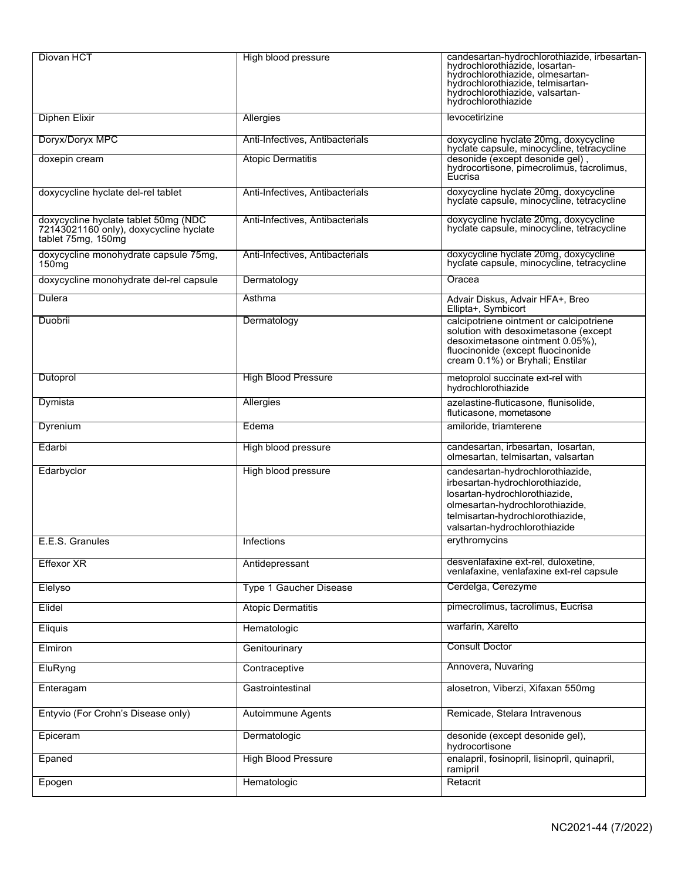| Diovan HCT | High blood pressure | candesartan-hydrochlorothiazide, irbesartan-hydrochlorothiazide, losartan-hydrochlorothiazide, olmesartan-hydrochlorothiazide, telmisartan-hydrochlorothiazide, valsartan-hydrochlorothiazide |
|---|---|---|
| Diphen Elixir | Allergies | levocetirizine |
| Doryx/Doryx MPC | Anti-Infectives, Antibacterials | doxycycline hyclate 20mg, doxycycline hyclate capsule, minocycline, tetracycline |
| doxepin cream | Atopic Dermatitis | desonide (except desonide gel) , hydrocortisone, pimecrolimus, tacrolimus, Eucrisa |
| doxycycline hyclate del-rel tablet | Anti-Infectives, Antibacterials | doxycycline hyclate 20mg, doxycycline hyclate capsule, minocycline, tetracycline |
| doxycycline hyclate tablet 50mg (NDC 72143021160 only), doxycycline hyclate tablet 75mg, 150mg | Anti-Infectives, Antibacterials | doxycycline hyclate 20mg, doxycycline hyclate capsule, minocycline, tetracycline |
| doxycycline monohydrate capsule 75mg, 150mg | Anti-Infectives, Antibacterials | doxycycline hyclate 20mg, doxycycline hyclate capsule, minocycline, tetracycline |
| doxycycline monohydrate del-rel capsule | Dermatology | Oracea |
| Dulera | Asthma | Advair Diskus, Advair HFA+, Breo Ellipta+, Symbicort |
| Duobrii | Dermatology | calcipotriene ointment or calcipotriene solution with desoximetasone (except desoximetasone ointment 0.05%), fluocinonide (except fluocinonide cream 0.1%) or Bryhali; Enstilar |
| Dutoprol | High Blood Pressure | metoprolol succinate ext-rel with hydrochlorothiazide |
| Dymista | Allergies | azelastine-fluticasone, flunisolide, fluticasone, mometasone |
| Dyrenium | Edema | amiloride, triamterene |
| Edarbi | High blood pressure | candesartan, irbesartan, losartan, olmesartan, telmisartan, valsartan |
| Edarbyclor | High blood pressure | candesartan-hydrochlorothiazide, irbesartan-hydrochlorothiazide, losartan-hydrochlorothiazide, olmesartan-hydrochlorothiazide, telmisartan-hydrochlorothiazide, valsartan-hydrochlorothiazide |
| E.E.S. Granules | Infections | erythromycins |
| Effexor XR | Antidepressant | desvenlafaxine ext-rel, duloxetine, venlafaxine, venlafaxine ext-rel capsule |
| Elelyso | Type 1 Gaucher Disease | Cerdelga, Cerezyme |
| Elidel | Atopic Dermatitis | pimecrolimus, tacrolimus, Eucrisa |
| Eliquis | Hematologic | warfarin, Xarelto |
| Elmiron | Genitourinary | Consult Doctor |
| EluRyng | Contraceptive | Annovera, Nuvaring |
| Enteragam | Gastrointestinal | alosetron, Viberzi, Xifaxan 550mg |
| Entyvio (For Crohn's Disease only) | Autoimmune Agents | Remicade, Stelara Intravenous |
| Epiceram | Dermatologic | desonide (except desonide gel), hydrocortisone |
| Epaned | High Blood Pressure | enalapril, fosinopril, lisinopril, quinapril, ramipril |
| Epogen | Hematologic | Retacrit |

NC2021-44 (7/2022)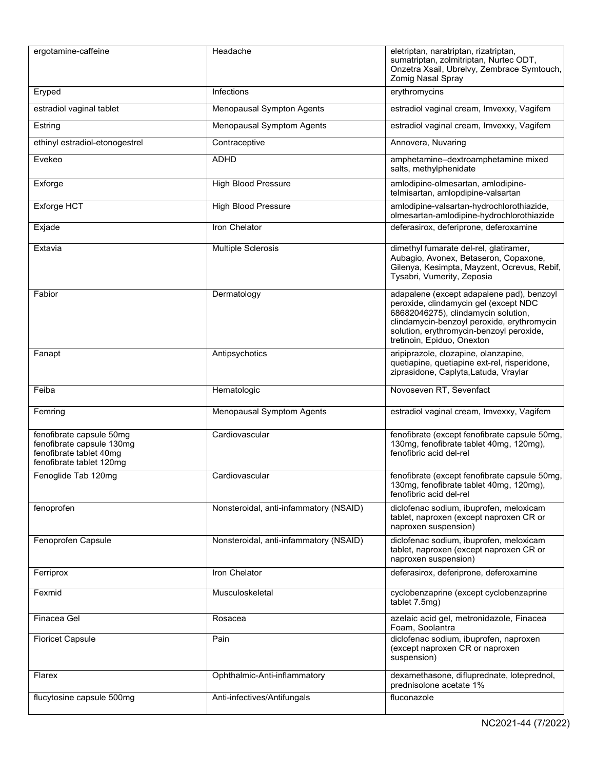| ergotamine-caffeine | Headache | eletriptan, naratriptan, rizatriptan, sumatriptan, zolmitriptan, Nurtec ODT, Onzetra Xsail, Ubrelvy, Zembrace Symtouch, Zomig Nasal Spray |
|---|---|---|
| Eryped | Infections | erythromycins |
| estradiol vaginal tablet | Menopausal Sympton Agents | estradiol vaginal cream, Imvexxy, Vagifem |
| Estring | Menopausal Symptom Agents | estradiol vaginal cream, Imvexxy, Vagifem |
| ethinyl estradiol-etonogestrel | Contraceptive | Annovera, Nuvaring |
| Evekeo | ADHD | amphetamine–dextroamphetamine mixed salts, methylphenidate |
| Exforge | High Blood Pressure | amlodipine-olmesartan, amlodipine-telmisartan, amlopdipine-valsartan |
| Exforge HCT | High Blood Pressure | amlodipine-valsartan-hydrochlorothiazide, olmesartan-amlodipine-hydrochlorothiazide |
| Exjade | Iron Chelator | deferasirox, deferiprone, deferoxamine |
| Extavia | Multiple Sclerosis | dimethyl fumarate del-rel, glatiramer, Aubagio, Avonex, Betaseron, Copaxone, Gilenya, Kesimpta, Mayzent, Ocrevus, Rebif, Tysabri, Vumerity, Zeposia |
| Fabior | Dermatology | adapalene (except adapalene pad), benzoyl peroxide, clindamycin gel (except NDC 68682046275), clindamycin solution, clindamycin-benzoyl peroxide, erythromycin solution, erythromycin-benzoyl peroxide, tretinoin, Epiduo, Onexton |
| Fanapt | Antipsychotics | aripiprazole, clozapine, olanzapine, quetiapine, quetiapine ext-rel, risperidone, ziprasidone, Caplyta,Latuda, Vraylar |
| Feiba | Hematologic | Novoseven RT, Sevenfact |
| Femring | Menopausal Symptom Agents | estradiol vaginal cream, Imvexxy, Vagifem |
| fenofibrate capsule 50mg<br>fenofibrate capsule 130mg<br>fenofibrate tablet 40mg<br>fenofibrate tablet 120mg | Cardiovascular | fenofibrate (except fenofibrate capsule 50mg, 130mg, fenofibrate tablet 40mg, 120mg), fenofibric acid del-rel |
| Fenoglide Tab 120mg | Cardiovascular | fenofibrate (except fenofibrate capsule 50mg, 130mg, fenofibrate tablet 40mg, 120mg), fenofibric acid del-rel |
| fenoprofen | Nonsteroidal, anti-infammatory (NSAID) | diclofenac sodium, ibuprofen, meloxicam tablet, naproxen (except naproxen CR or naproxen suspension) |
| Fenoprofen Capsule | Nonsteroidal, anti-infammatory (NSAID) | diclofenac sodium, ibuprofen, meloxicam tablet, naproxen (except naproxen CR or naproxen suspension) |
| Ferriprox | Iron Chelator | deferasirox, deferiprone, deferoxamine |
| Fexmid | Musculoskeletal | cyclobenzaprine (except cyclobenzaprine tablet 7.5mg) |
| Finacea Gel | Rosacea | azelaic acid gel, metronidazole, Finacea Foam, Soolantra |
| Fioricet Capsule | Pain | diclofenac sodium, ibuprofen, naproxen (except naproxen CR or naproxen suspension) |
| Flarex | Ophthalmic-Anti-inflammatory | dexamethasone, difluprednate, loteprednol, prednisolone acetate 1% |
| flucytosine capsule 500mg | Anti-infectives/Antifungals | fluconazole |

NC2021-44 (7/2022)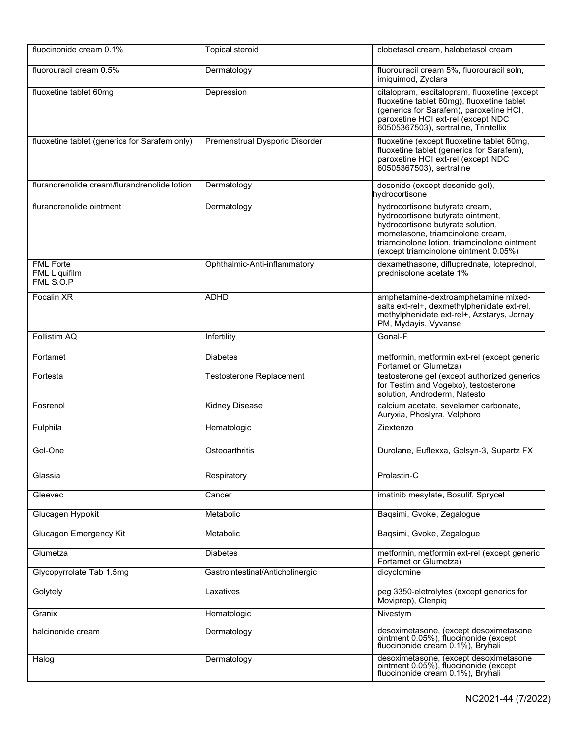| fluocinonide cream 0.1% | Topical steroid | clobetasol cream, halobetasol cream |
|---|---|---|
| fluorouracil cream 0.5% | Dermatology | fluorouracil cream 5%, fluorouracil soln, imiquimod, Zyclara |
| fluoxetine tablet 60mg | Depression | citalopram, escitalopram, fluoxetine (except fluoxetine tablet 60mg), fluoxetine tablet (generics for Sarafem), paroxetine HCI, paroxetine HCI ext-rel (except NDC 60505367503), sertraline, Trintellix |
| fluoxetine tablet (generics for Sarafem only) | Premenstrual Dysporic Disorder | fluoxetine (except fluoxetine tablet 60mg, fluoxetine tablet (generics for Sarafem), paroxetine HCI ext-rel (except NDC 60505367503), sertraline |
| flurandrenolide cream/flurandrenolide lotion | Dermatology | desonide (except desonide gel), hydrocortisone |
| flurandrenolide ointment | Dermatology | hydrocortisone butyrate cream, hydrocortisone butyrate ointment, hydrocortisone butyrate solution, mometasone, triamcinolone cream, triamcinolone lotion, triamcinolone ointment (except triamcinolone ointment 0.05%) |
| FML Forte<br>FML Liquifilm<br>FML S.O.P | Ophthalmic-Anti-inflammatory | dexamethasone, difluprednate, loteprednol, prednisolone acetate 1% |
| Focalin XR | ADHD | amphetamine-dextroamphetamine mixed-salts ext-rel+, dexmethylphenidate ext-rel, methylphenidate ext-rel+, Azstarys, Jornay PM, Mydayis, Vyvanse |
| Follistim AQ | Infertility | Gonal-F |
| Fortamet | Diabetes | metformin, metformin ext-rel (except generic Fortamet or Glumetza) |
| Fortesta | Testosterone Replacement | testosterone gel (except authorized generics for Testim and Vogelxo), testosterone solution, Androderm, Natesto |
| Fosrenol | Kidney Disease | calcium acetate, sevelamer carbonate, Auryxia, Phoslyra, Velphoro |
| Fulphila | Hematologic | Ziextenzo |
| Gel-One | Osteoarthritis | Durolane, Euflexxa, Gelsyn-3, Supartz FX |
| Glassia | Respiratory | Prolastin-C |
| Gleevec | Cancer | imatinib mesylate, Bosulif, Sprycel |
| Glucagen Hypokit | Metabolic | Baqsimi, Gvoke, Zegalogue |
| Glucagon Emergency Kit | Metabolic | Baqsimi, Gvoke, Zegalogue |
| Glumetza | Diabetes | metformin, metformin ext-rel (except generic Fortamet or Glumetza) |
| Glycopyrrolate Tab 1.5mg | Gastrointestinal/Anticholinergic | dicyclomine |
| Golytely | Laxatives | peg 3350-eletrolytes (except generics for Moviprep), Clenpiq |
| Granix | Hematologic | Nivestym |
| halcinonide cream | Dermatology | desoximetasone, (except desoximetasone ointment 0.05%), fluocinonide (except fluocinonide cream 0.1%), Bryhali |
| Halog | Dermatology | desoximetasone, (except desoximetasone ointment 0.05%), fluocinonide (except fluocinonide cream 0.1%), Bryhali |

NC2021-44 (7/2022)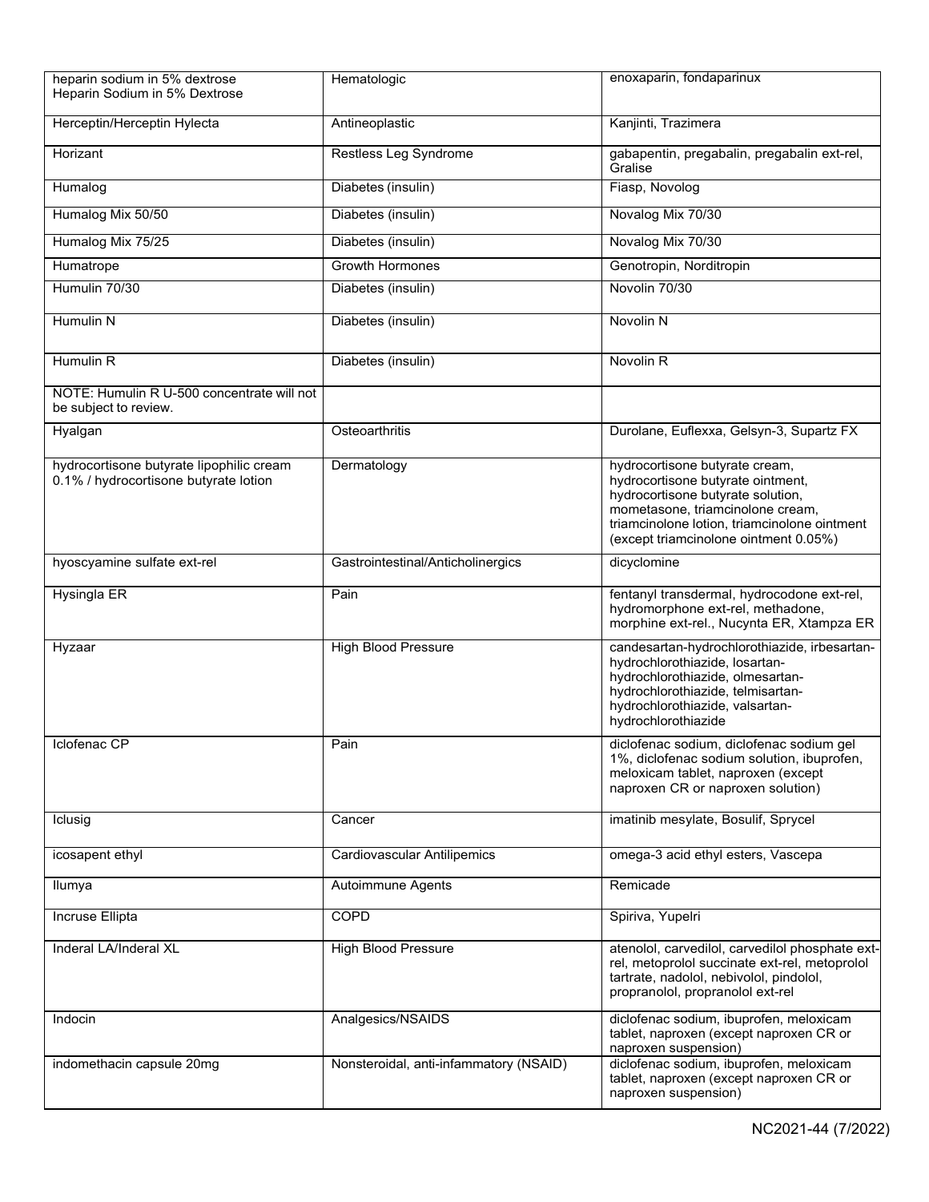| heparin sodium in 5% dextrose<br>Heparin Sodium in 5% Dextrose | Hematologic | enoxaparin, fondaparinux |
|---|---|---|
| Herceptin/Herceptin Hylecta | Antineoplastic | Kanjinti, Trazimera |
| Horizant | Restless Leg Syndrome | gabapentin, pregabalin, pregabalin ext-rel, Gralise |
| Humalog | Diabetes (insulin) | Fiasp, Novolog |
| Humalog Mix 50/50 | Diabetes (insulin) | Novalog Mix 70/30 |
| Humalog Mix 75/25 | Diabetes (insulin) | Novalog Mix 70/30 |
| Humatrope | Growth Hormones | Genotropin, Norditropin |
| Humulin 70/30 | Diabetes (insulin) | Novolin 70/30 |
| Humulin N | Diabetes (insulin) | Novolin N |
| Humulin R | Diabetes (insulin) | Novolin R |
| NOTE: Humulin R U-500 concentrate will not be subject to review. | | |
| Hyalgan | Osteoarthritis | Durolane, Euflexxa, Gelsyn-3, Supartz FX |
| hydrocortisone butyrate lipophilic cream 0.1% / hydrocortisone butyrate lotion | Dermatology | hydrocortisone butyrate cream, hydrocortisone butyrate ointment, hydrocortisone butyrate solution, mometasone, triamcinolone cream, triamcinolone lotion, triamcinolone ointment (except triamcinolone ointment 0.05%) |
| hyoscyamine sulfate ext-rel | Gastrointestinal/Anticholinergics | dicyclomine |
| Hysingla ER | Pain | fentanyl transdermal, hydrocodone ext-rel, hydromorphone ext-rel, methadone, morphine ext-rel., Nucynta ER, Xtampza ER |
| Hyzaar | High Blood Pressure | candesartan-hydrochlorothiazide, irbesartan-hydrochlorothiazide, losartan-hydrochlorothiazide, olmesartan-hydrochlorothiazide, telmisartan-hydrochlorothiazide, valsartan-hydrochlorothiazide |
| Iclofenac CP | Pain | diclofenac sodium, diclofenac sodium gel 1%, diclofenac sodium solution, ibuprofen, meloxicam tablet, naproxen (except naproxen CR or naproxen solution) |
| Iclusig | Cancer | imatinib mesylate, Bosulif, Sprycel |
| icosapent ethyl | Cardiovascular Antilipemics | omega-3 acid ethyl esters, Vascepa |
| Ilumya | Autoimmune Agents | Remicade |
| Incruse Ellipta | COPD | Spiriva, Yupelri |
| Inderal LA/Inderal XL | High Blood Pressure | atenolol, carvedilol, carvedilol phosphate ext-rel, metoprolol succinate ext-rel, metoprolol tartrate, nadolol, nebivolol, pindolol, propranolol, propranolol ext-rel |
| Indocin | Analgesics/NSAIDS | diclofenac sodium, ibuprofen, meloxicam tablet, naproxen (except naproxen CR or naproxen suspension) |
| indomethacin capsule 20mg | Nonsteroidal, anti-infammatory (NSAID) | diclofenac sodium, ibuprofen, meloxicam tablet, naproxen (except naproxen CR or naproxen suspension) |

NC2021-44 (7/2022)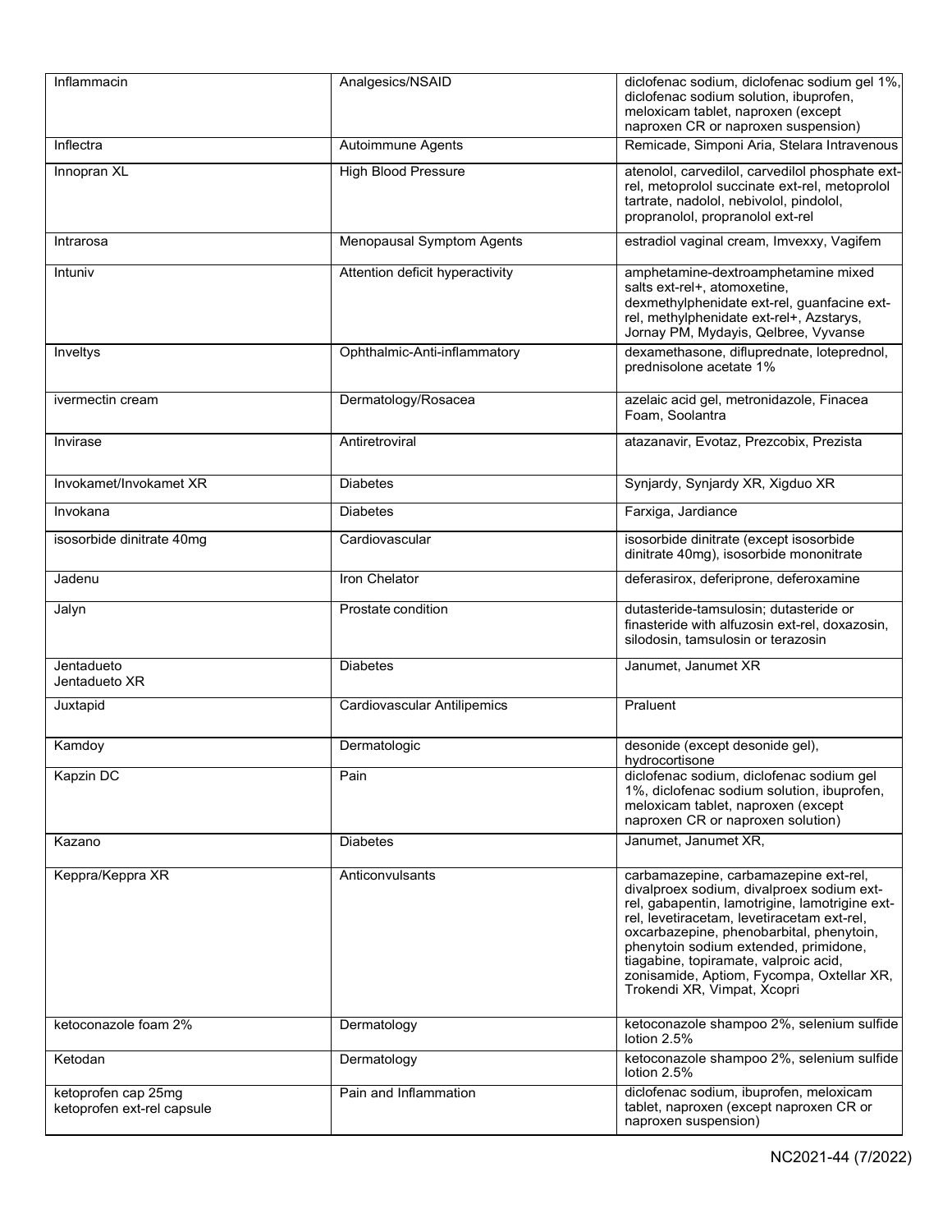| Inflammacin | Analgesics/NSAID | diclofenac sodium, diclofenac sodium gel 1%, diclofenac sodium solution, ibuprofen, meloxicam tablet, naproxen (except naproxen CR or naproxen suspension) |
|---|---|---|
| Inflectra | Autoimmune Agents | Remicade, Simponi Aria, Stelara Intravenous |
| Innopran XL | High Blood Pressure | atenolol, carvedilol, carvedilol phosphate ext-rel, metoprolol succinate ext-rel, metoprolol tartrate, nadolol, nebivolol, pindolol, propranolol, propranolol ext-rel |
| Intrarosa | Menopausal Symptom Agents | estradiol vaginal cream, Imvexxy, Vagifem |
| Intuniv | Attention deficit hyperactivity | amphetamine-dextroamphetamine mixed salts ext-rel+, atomoxetine, dexmethylphenidate ext-rel, guanfacine ext-rel, methylphenidate ext-rel+, Azstarys, Jornay PM, Mydayis, Qelbree, Vyvanse |
| Inveltys | Ophthalmic-Anti-inflammatory | dexamethasone, difluprednate, loteprednol, prednisolone acetate 1% |
| ivermectin cream | Dermatology/Rosacea | azelaic acid gel, metronidazole, Finacea Foam, Soolantra |
| Invirase | Antiretroviral | atazanavir, Evotaz, Prezcobix, Prezista |
| Invokamet/Invokamet XR | Diabetes | Synjardy, Synjardy XR, Xigduo XR |
| Invokana | Diabetes | Farxiga, Jardiance |
| isosorbide dinitrate 40mg | Cardiovascular | isosorbide dinitrate (except isosorbide dinitrate 40mg), isosorbide mononitrate |
| Jadenu | Iron Chelator | deferasirox, deferiprone, deferoxamine |
| Jalyn | Prostate condition | dutasteride-tamsulosin; dutasteride or finasteride with alfuzosin ext-rel, doxazosin, silodosin, tamsulosin or terazosin |
| Jentadueto<br>Jentadueto XR | Diabetes | Janumet, Janumet XR |
| Juxtapid | Cardiovascular Antilipemics | Praluent |
| Kamdoy | Dermatologic | desonide (except desonide gel), hydrocortisone |
| Kapzin DC | Pain | diclofenac sodium, diclofenac sodium gel 1%, diclofenac sodium solution, ibuprofen, meloxicam tablet, naproxen (except naproxen CR or naproxen solution) |
| Kazano | Diabetes | Janumet, Janumet XR, |
| Keppra/Keppra XR | Anticonvulsants | carbamazepine, carbamazepine ext-rel, divalproex sodium, divalproex sodium ext-rel, gabapentin, lamotrigine, lamotrigine ext-rel, levetiracetam, levetiracetam ext-rel, oxcarbazepine, phenobarbital, phenytoin, phenytoin sodium extended, primidone, tiagabine, topiramate, valproic acid, zonisamide, Aptiom, Fycompa, Oxtellar XR, Trokendi XR, Vimpat, Xcopri |
| ketoconazole foam 2% | Dermatology | ketoconazole shampoo 2%, selenium sulfide lotion 2.5% |
| Ketodan | Dermatology | ketoconazole shampoo 2%, selenium sulfide lotion 2.5% |
| ketoprofen cap 25mg<br>ketoprofen ext-rel capsule | Pain and Inflammation | diclofenac sodium, ibuprofen, meloxicam tablet, naproxen (except naproxen CR or naproxen suspension) |

NC2021-44 (7/2022)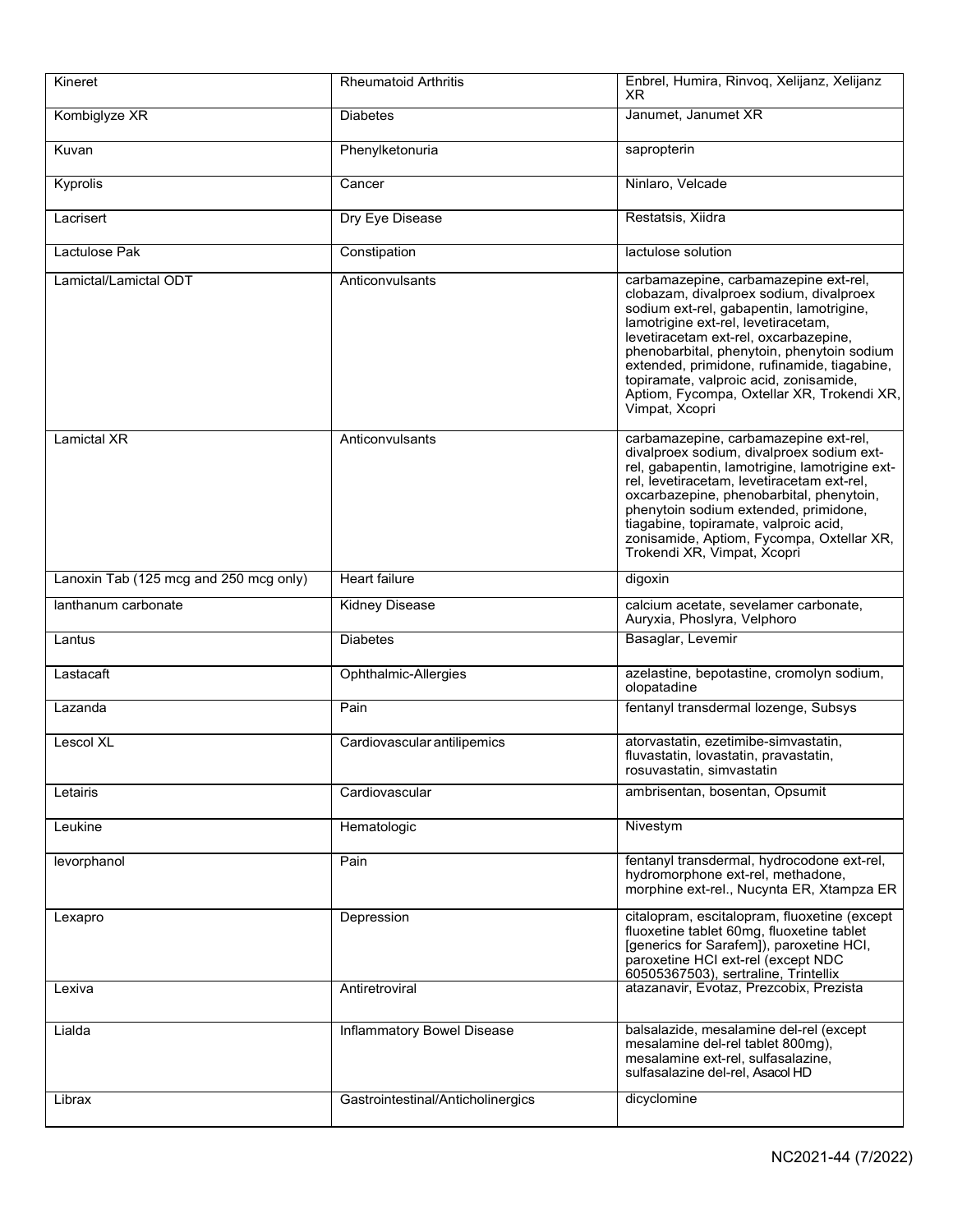| Kineret | Rheumatoid Arthritis | Enbrel, Humira, Rinvoq, Xelijanz, Xelijanz XR |
|---|---|---|
| Kombiglyze XR | Diabetes | Janumet, Janumet XR |
| Kuvan | Phenylketonuria | sapropterin |
| Kyprolis | Cancer | Ninlaro, Velcade |
| Lacrisert | Dry Eye Disease | Restatsis, Xiidra |
| Lactulose Pak | Constipation | lactulose solution |
| Lamictal/Lamictal ODT | Anticonvulsants | carbamazepine, carbamazepine ext-rel, clobazam, divalproex sodium, divalproex sodium ext-rel, gabapentin, lamotrigine, lamotrigine ext-rel, levetiracetam, levetiracetam ext-rel, oxcarbazepine, phenobarbital, phenytoin, phenytoin sodium extended, primidone, rufinamide, tiagabine, topiramate, valproic acid, zonisamide, Aptiom, Fycompa, Oxtellar XR, Trokendi XR, Vimpat, Xcopri |
| Lamictal XR | Anticonvulsants | carbamazepine, carbamazepine ext-rel, divalproex sodium, divalproex sodium ext-rel, gabapentin, lamotrigine, lamotrigine ext-rel, levetiracetam, levetiracetam ext-rel, oxcarbazepine, phenobarbital, phenytoin, phenytoin sodium extended, primidone, tiagabine, topiramate, valproic acid, zonisamide, Aptiom, Fycompa, Oxtellar XR, Trokendi XR, Vimpat, Xcopri |
| Lanoxin Tab (125 mcg and 250 mcg only) | Heart failure | digoxin |
| lanthanum carbonate | Kidney Disease | calcium acetate, sevelamer carbonate, Auryxia, Phoslyra, Velphoro |
| Lantus | Diabetes | Basaglar, Levemir |
| Lastacaft | Ophthalmic-Allergies | azelastine, bepotastine, cromolyn sodium, olopatadine |
| Lazanda | Pain | fentanyl transdermal lozenge, Subsys |
| Lescol XL | Cardiovascular antilipemics | atorvastatin, ezetimibe-simvastatin, fluvastatin, lovastatin, pravastatin, rosuvastatin, simvastatin |
| Letairis | Cardiovascular | ambrisentan, bosentan, Opsumit |
| Leukine | Hematologic | Nivestym |
| levorphanol | Pain | fentanyl transdermal, hydrocodone ext-rel, hydromorphone ext-rel, methadone, morphine ext-rel., Nucynta ER, Xtampza ER |
| Lexapro | Depression | citalopram, escitalopram, fluoxetine (except fluoxetine tablet 60mg, fluoxetine tablet [generics for Sarafem]), paroxetine HCl, paroxetine HCl ext-rel (except NDC 60505367503), sertraline, Trintellix |
| Lexiva | Antiretroviral | atazanavir, Evotaz, Prezcobix, Prezista |
| Lialda | Inflammatory Bowel Disease | balsalazide, mesalamine del-rel (except mesalamine del-rel tablet 800mg), mesalamine ext-rel, sulfasalazine, sulfasalazine del-rel, Asacol HD |
| Librax | Gastrointestinal/Anticholinergics | dicyclomine |

NC2021-44 (7/2022)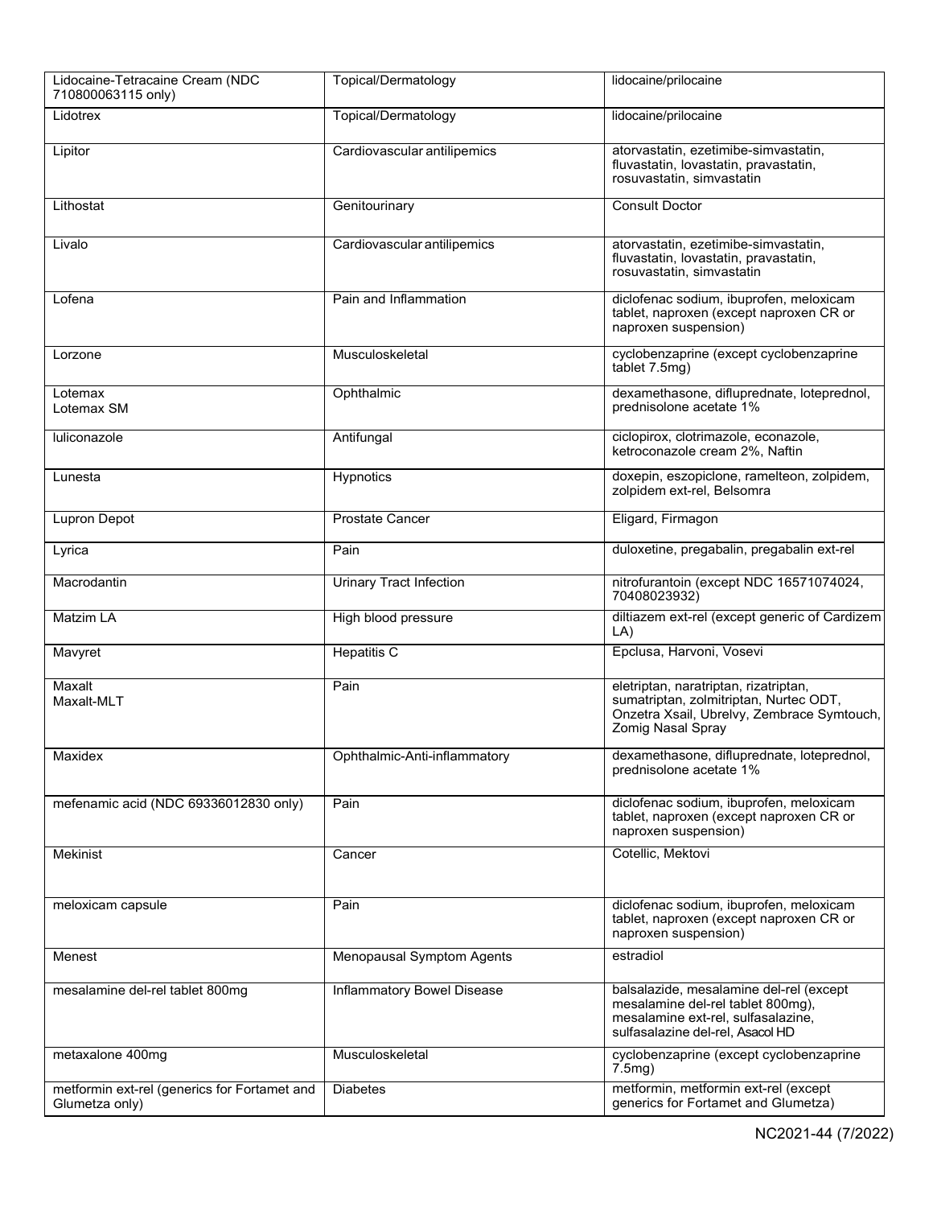| | | |
|---|---|---|
| Lidocaine-Tetracaine Cream (NDC 710800063115 only) | Topical/Dermatology | lidocaine/prilocaine |
| Lidotrex | Topical/Dermatology | lidocaine/prilocaine |
| Lipitor | Cardiovascular antilipemics | atorvastatin, ezetimibe-simvastatin, fluvastatin, lovastatin, pravastatin, rosuvastatin, simvastatin |
| Lithostat | Genitourinary | Consult Doctor |
| Livalo | Cardiovascular antilipemics | atorvastatin, ezetimibe-simvastatin, fluvastatin, lovastatin, pravastatin, rosuvastatin, simvastatin |
| Lofena | Pain and Inflammation | diclofenac sodium, ibuprofen, meloxicam tablet, naproxen (except naproxen CR or naproxen suspension) |
| Lorzone | Musculoskeletal | cyclobenzaprine (except cyclobenzaprine tablet 7.5mg) |
| Lotemax<br>Lotemax SM | Ophthalmic | dexamethasone, difluprednate, loteprednol, prednisolone acetate 1% |
| luliconazole | Antifungal | ciclopirox, clotrimazole, econazole, ketroconazole cream 2%, Naftin |
| Lunesta | Hypnotics | doxepin, eszopiclone, ramelteon, zolpidem, zolpidem ext-rel, Belsomra |
| Lupron Depot | Prostate Cancer | Eligard, Firmagon |
| Lyrica | Pain | duloxetine, pregabalin, pregabalin ext-rel |
| Macrodantin | Urinary Tract Infection | nitrofurantoin (except NDC 16571074024, 70408023932) |
| Matzim LA | High blood pressure | diltiazem ext-rel (except generic of Cardizem LA) |
| Mavyret | Hepatitis C | Epclusa, Harvoni, Vosevi |
| Maxalt<br>Maxalt-MLT | Pain | eletriptan, naratriptan, rizatriptan, sumatriptan, zolmitriptan, Nurtec ODT, Onzetra Xsail, Ubrelvy, Zembrace Symtouch, Zomig Nasal Spray |
| Maxidex | Ophthalmic-Anti-inflammatory | dexamethasone, difluprednate, loteprednol, prednisolone acetate 1% |
| mefenamic acid (NDC 69336012830 only) | Pain | diclofenac sodium, ibuprofen, meloxicam tablet, naproxen (except naproxen CR or naproxen suspension) |
| Mekinist | Cancer | Cotellic, Mektovi |
| meloxicam capsule | Pain | diclofenac sodium, ibuprofen, meloxicam tablet, naproxen (except naproxen CR or naproxen suspension) |
| Menest | Menopausal Symptom Agents | estradiol |
| mesalamine del-rel tablet 800mg | Inflammatory Bowel Disease | balsalazide, mesalamine del-rel (except mesalamine del-rel tablet 800mg), mesalamine ext-rel, sulfasalazine, sulfasalazine del-rel, Asacol HD |
| metaxalone 400mg | Musculoskeletal | cyclobenzaprine (except cyclobenzaprine 7.5mg) |
| metformin ext-rel (generics for Fortamet and Glumetza only) | Diabetes | metformin, metformin ext-rel (except generics for Fortamet and Glumetza) |

NC2021-44 (7/2022)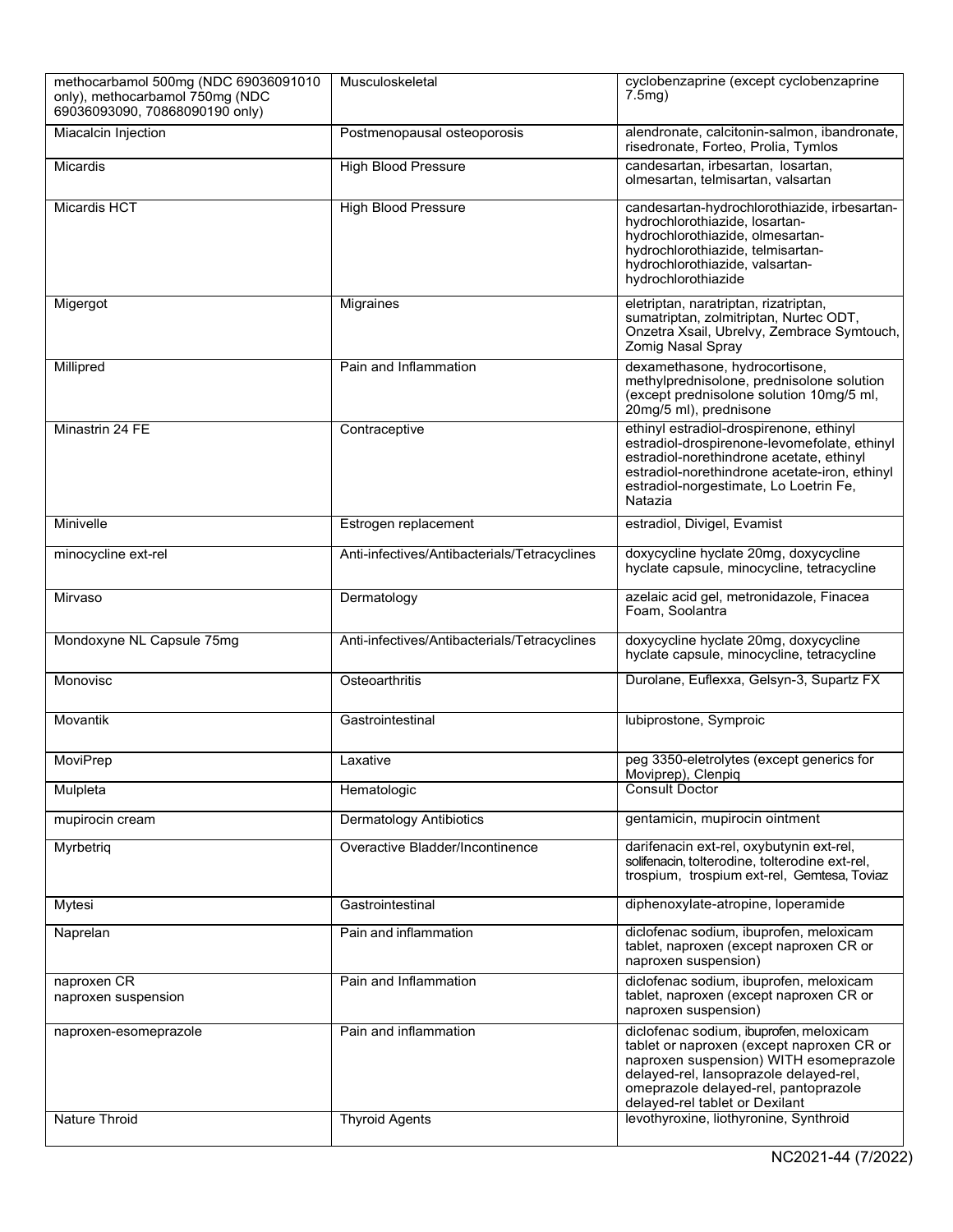| | | |
|---|---|---|
| methocarbamol 500mg (NDC 69036091010 only), methocarbamol 750mg (NDC 69036093090, 70868090190 only) | Musculoskeletal | cyclobenzaprine (except cyclobenzaprine 7.5mg) |
| Miacalcin Injection | Postmenopausal osteoporosis | alendronate, calcitonin-salmon, ibandronate, risedronate, Forteo, Prolia, Tymlos |
| Micardis | High Blood Pressure | candesartan, irbesartan, losartan, olmesartan, telmisartan, valsartan |
| Micardis HCT | High Blood Pressure | candesartan-hydrochlorothiazide, irbesartan-hydrochlorothiazide, losartan-hydrochlorothiazide, olmesartan-hydrochlorothiazide, telmisartan-hydrochlorothiazide, valsartan-hydrochlorothiazide |
| Migergot | Migraines | eletriptan, naratriptan, rizatriptan, sumatriptan, zolmitriptan, Nurtec ODT, Onzetra Xsail, Ubrelvy, Zembrace Symtouch, Zomig Nasal Spray |
| Millipred | Pain and Inflammation | dexamethasone, hydrocortisone, methylprednisolone, prednisolone solution (except prednisolone solution 10mg/5 ml, 20mg/5 ml), prednisone |
| Minastrin 24 FE | Contraceptive | ethinyl estradiol-drospirenone, ethinyl estradiol-drospirenone-levomefolate, ethinyl estradiol-norethindrone acetate, ethinyl estradiol-norethindrone acetate-iron, ethinyl estradiol-norgestimate, Lo Loetrin Fe, Natazia |
| Minivelle | Estrogen replacement | estradiol, Divigel, Evamist |
| minocycline ext-rel | Anti-infectives/Antibacterials/Tetracyclines | doxycycline hyclate 20mg, doxycycline hyclate capsule, minocycline, tetracycline |
| Mirvaso | Dermatology | azelaic acid gel, metronidazole, Finacea Foam, Soolantra |
| Mondoxyne NL Capsule 75mg | Anti-infectives/Antibacterials/Tetracyclines | doxycycline hyclate 20mg, doxycycline hyclate capsule, minocycline, tetracycline |
| Monovisc | Osteoarthritis | Durolane, Euflexxa, Gelsyn-3, Supartz FX |
| Movantik | Gastrointestinal | lubiprostone, Symproic |
| MoviPrep | Laxative | peg 3350-eletrolytes (except generics for Moviprep), Clenpiq |
| Mulpleta | Hematologic | Consult Doctor |
| mupirocin cream | Dermatology Antibiotics | gentamicin, mupirocin ointment |
| Myrbetriq | Overactive Bladder/Incontinence | darifenacin ext-rel, oxybutynin ext-rel, solifenacin, tolterodine, tolterodine ext-rel, trospium, trospium ext-rel, Gemtesa, Toviaz |
| Mytesi | Gastrointestinal | diphenoxylate-atropine, loperamide |
| Naprelan | Pain and inflammation | diclofenac sodium, ibuprofen, meloxicam tablet, naproxen (except naproxen CR or naproxen suspension) |
| naproxen CR<br>naproxen suspension | Pain and Inflammation | diclofenac sodium, ibuprofen, meloxicam tablet, naproxen (except naproxen CR or naproxen suspension) |
| naproxen-esomeprazole | Pain and inflammation | diclofenac sodium, ibuprofen, meloxicam tablet or naproxen (except naproxen CR or naproxen suspension) WITH esomeprazole delayed-rel, lansoprazole delayed-rel, omeprazole delayed-rel, pantoprazole delayed-rel tablet or Dexilant |
| Nature Throid | Thyroid Agents | levothyroxine, liothyronine, Synthroid |

NC2021-44 (7/2022)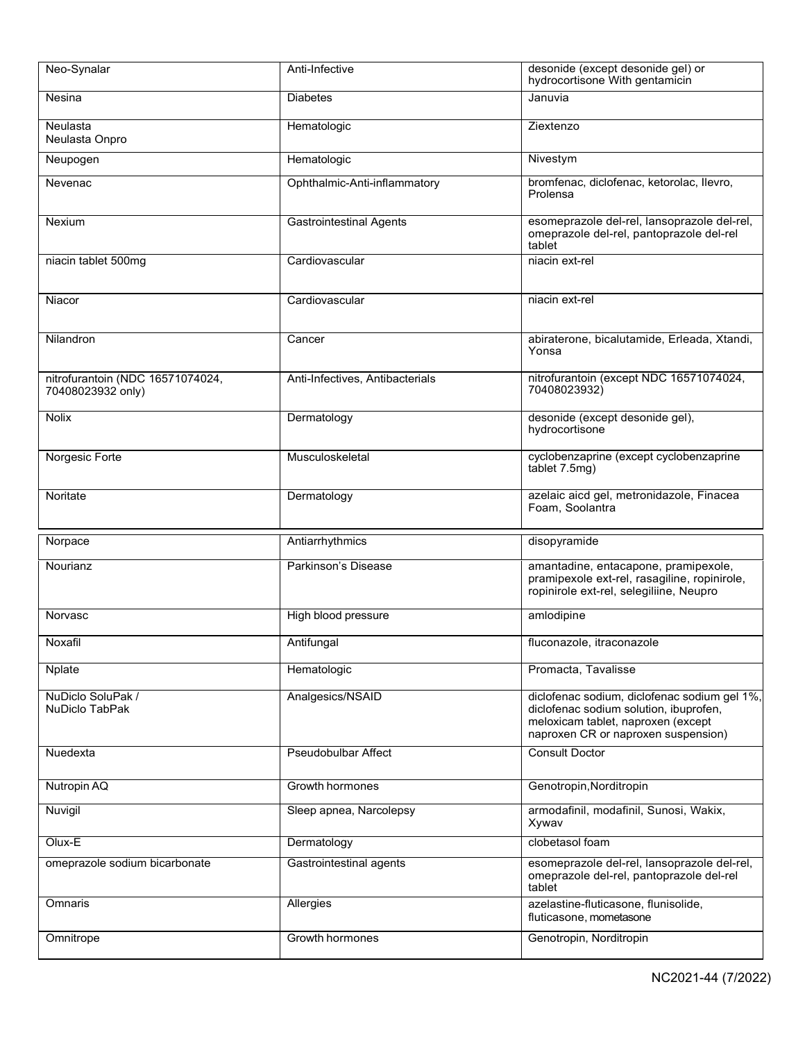| Neo-Synalar | Anti-Infective | desonide (except desonide gel) or hydrocortisone With gentamicin |
|---|---|---|
| Nesina | Diabetes | Januvia |
| Neulasta<br>Neulasta Onpro | Hematologic | Ziextenzo |
| Neupogen | Hematologic | Nivestym |
| Nevenac | Ophthalmic-Anti-inflammatory | bromfenac, diclofenac, ketorolac, Ilevro, Prolensa |
| Nexium | Gastrointestinal Agents | esomeprazole del-rel, lansoprazole del-rel, omeprazole del-rel, pantoprazole del-rel tablet |
| niacin tablet 500mg | Cardiovascular | niacin ext-rel |
| Niacor | Cardiovascular | niacin ext-rel |
| Nilandron | Cancer | abiraterone, bicalutamide, Erleada, Xtandi, Yonsa |
| nitrofurantoin (NDC 16571074024, 70408023932 only) | Anti-Infectives, Antibacterials | nitrofurantoin (except NDC 16571074024, 70408023932) |
| Nolix | Dermatology | desonide (except desonide gel), hydrocortisone |
| Norgesic Forte | Musculoskeletal | cyclobenzaprine (except cyclobenzaprine tablet 7.5mg) |
| Noritate | Dermatology | azelaic aicd gel, metronidazole, Finacea Foam, Soolantra |
| Norpace | Antiarrhythmics | disopyramide |
| Nourianz | Parkinson's Disease | amantadine, entacapone, pramipexole, pramipexole ext-rel, rasagiline, ropinirole, ropinirole ext-rel, selegiliine, Neupro |
| Norvasc | High blood pressure | amlodipine |
| Noxafil | Antifungal | fluconazole, itraconazole |
| Nplate | Hematologic | Promacta, Tavalisse |
| NuDiclo SoluPak /<br>NuDiclo TabPak | Analgesics/NSAID | diclofenac sodium, diclofenac sodium gel 1%, diclofenac sodium solution, ibuprofen, meloxicam tablet, naproxen (except naproxen CR or naproxen suspension) |
| Nuedexta | Pseudobulbar Affect | Consult Doctor |
| Nutropin AQ | Growth hormones | Genotropin,Norditropin |
| Nuvigil | Sleep apnea, Narcolepsy | armodafinil, modafinil, Sunosi, Wakix, Xywav |
| Olux-E | Dermatology | clobetasol foam |
| omeprazole sodium bicarbonate | Gastrointestinal agents | esomeprazole del-rel, lansoprazole del-rel, omeprazole del-rel, pantoprazole del-rel tablet |
| Omnaris | Allergies | azelastine-fluticasone, flunisolide, fluticasone, mometasone |
| Omnitrope | Growth hormones | Genotropin, Norditropin |

NC2021-44 (7/2022)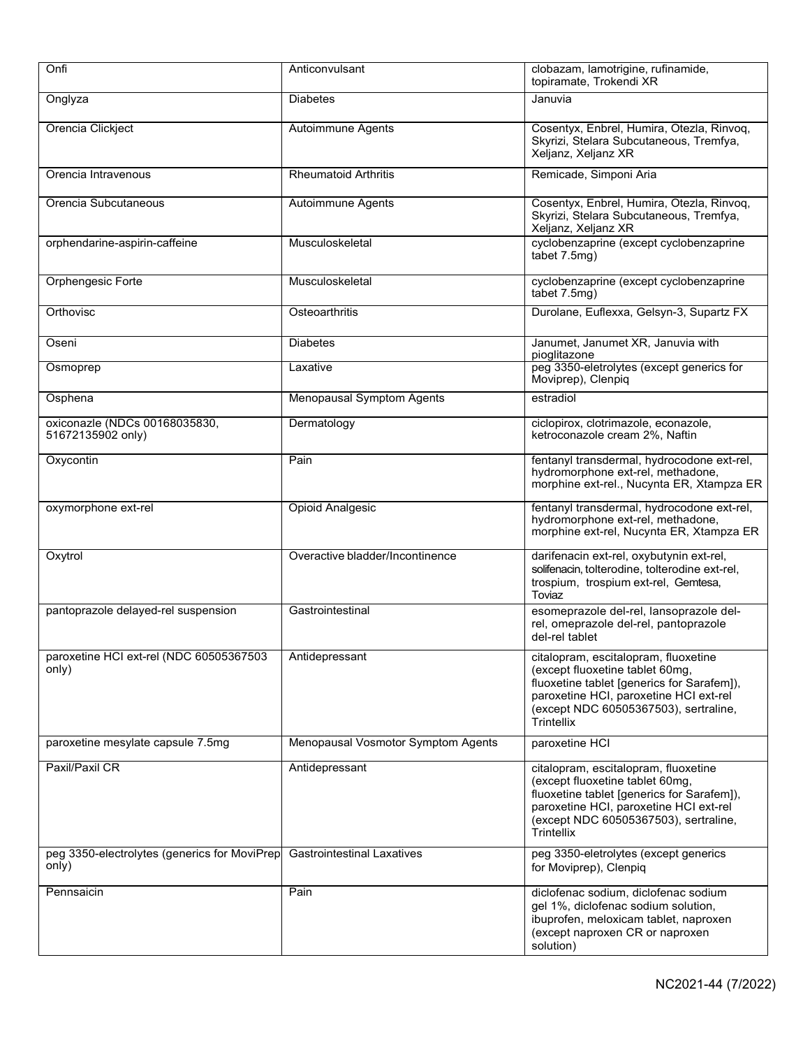| | | |
|---|---|---|
| Onfi | Anticonvulsant | clobazam, lamotrigine, rufinamide, topiramate, Trokendi XR |
| Onglyza | Diabetes | Januvia |
| Orencia Clickject | Autoimmune Agents | Cosentyx, Enbrel, Humira, Otezla, Rinvoq, Skyrizi, Stelara Subcutaneous, Tremfya, Xeljanz, Xeljanz XR |
| Orencia Intravenous | Rheumatoid Arthritis | Remicade, Simponi Aria |
| Orencia Subcutaneous | Autoimmune Agents | Cosentyx, Enbrel, Humira, Otezla, Rinvoq, Skyrizi, Stelara Subcutaneous, Tremfya, Xeljanz, Xeljanz XR |
| orphendarine-aspirin-caffeine | Musculoskeletal | cyclobenzaprine (except cyclobenzaprine tabet 7.5mg) |
| Orphengesic Forte | Musculoskeletal | cyclobenzaprine (except cyclobenzaprine tabet 7.5mg) |
| Orthovisc | Osteoarthritis | Durolane, Euflexxa, Gelsyn-3, Supartz FX |
| Oseni | Diabetes | Janumet, Janumet XR, Januvia with pioglitazone |
| Osmoprep | Laxative | peg 3350-eletrolytes (except generics for Moviprep), Clenpiq |
| Osphena | Menopausal Symptom Agents | estradiol |
| oxiconazle (NDCs 00168035830, 51672135902 only) | Dermatology | ciclopirox, clotrimazole, econazole, ketroconazole cream 2%, Naftin |
| Oxycontin | Pain | fentanyl transdermal, hydrocodone ext-rel, hydromorphone ext-rel, methadone, morphine ext-rel., Nucynta ER, Xtampza ER |
| oxymorphone ext-rel | Opioid Analgesic | fentanyl transdermal, hydrocodone ext-rel, hydromorphone ext-rel, methadone, morphine ext-rel, Nucynta ER, Xtampza ER |
| Oxytrol | Overactive bladder/Incontinence | darifenacin ext-rel, oxybutynin ext-rel, solifenacin, tolterodine, tolterodine ext-rel, trospium, trospium ext-rel, Gemtesa, Toviaz |
| pantoprazole delayed-rel suspension | Gastrointestinal | esomeprazole del-rel, lansoprazole del-rel, omeprazole del-rel, pantoprazole del-rel tablet |
| paroxetine HCI ext-rel (NDC 60505367503 only) | Antidepressant | citalopram, escitalopram, fluoxetine (except fluoxetine tablet 60mg, fluoxetine tablet [generics for Sarafem]), paroxetine HCI, paroxetine HCI ext-rel (except NDC 60505367503), sertraline, Trintellix |
| paroxetine mesylate capsule 7.5mg | Menopausal Vosmotor Symptom Agents | paroxetine HCI |
| Paxil/Paxil CR | Antidepressant | citalopram, escitalopram, fluoxetine (except fluoxetine tablet 60mg, fluoxetine tablet [generics for Sarafem]), paroxetine HCI, paroxetine HCI ext-rel (except NDC 60505367503), sertraline, Trintellix |
| peg 3350-electrolytes (generics for MoviPrep only) | Gastrointestinal Laxatives | peg 3350-eletrolytes (except generics for Moviprep), Clenpiq |
| Pennsaicin | Pain | diclofenac sodium, diclofenac sodium gel 1%, diclofenac sodium solution, ibuprofen, meloxicam tablet, naproxen (except naproxen CR or naproxen solution) |

NC2021-44 (7/2022)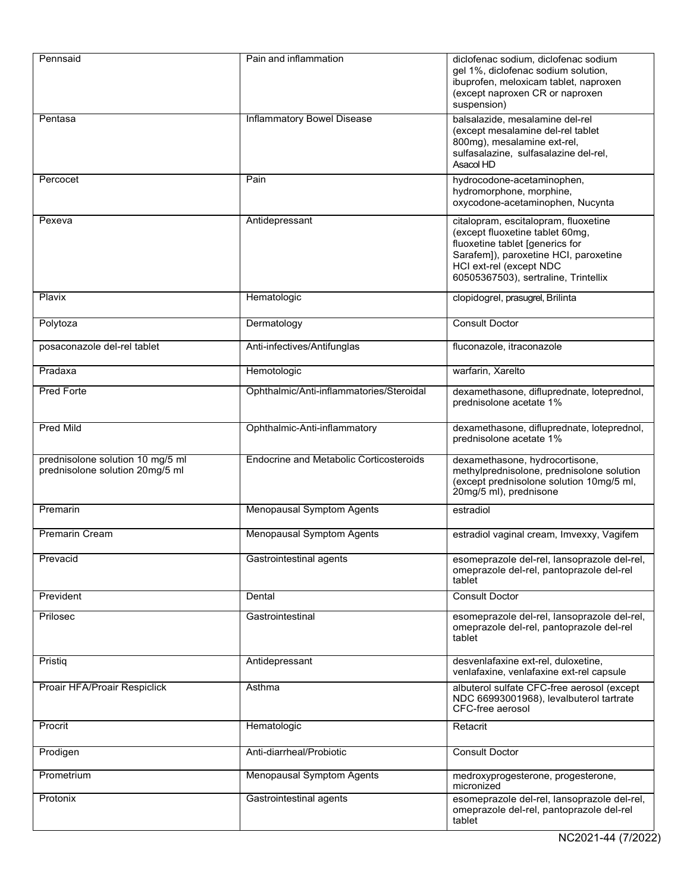| | | |
|---|---|---|
| Pennsaid | Pain and inflammation | diclofenac sodium, diclofenac sodium gel 1%, diclofenac sodium solution, ibuprofen, meloxicam tablet, naproxen (except naproxen CR or naproxen suspension) |
| Pentasa | Inflammatory Bowel Disease | balsalazide, mesalamine del-rel (except mesalamine del-rel tablet 800mg), mesalamine ext-rel, sulfasalazine, sulfasalazine del-rel, Asacol HD |
| Percocet | Pain | hydrocodone-acetaminophen, hydromorphone, morphine, oxycodone-acetaminophen, Nucynta |
| Pexeva | Antidepressant | citalopram, escitalopram, fluoxetine (except fluoxetine tablet 60mg, fluoxetine tablet [generics for Sarafem]), paroxetine HCI, paroxetine HCI ext-rel (except NDC 60505367503), sertraline, Trintellix |
| Plavix | Hematologic | clopidogrel, prasugrel, Brilinta |
| Polytoza | Dermatology | Consult Doctor |
| posaconazole del-rel tablet | Anti-infectives/Antifunglas | fluconazole, itraconazole |
| Pradaxa | Hemotologic | warfarin, Xarelto |
| Pred Forte | Ophthalmic/Anti-inflammatories/Steroidal | dexamethasone, difluprednate, loteprednol, prednisolone acetate 1% |
| Pred Mild | Ophthalmic-Anti-inflammatory | dexamethasone, difluprednate, loteprednol, prednisolone acetate 1% |
| prednisolone solution 10 mg/5 ml prednisolone solution 20mg/5 ml | Endocrine and Metabolic Corticosteroids | dexamethasone, hydrocortisone, methylprednisolone, prednisolone solution (except prednisolone solution 10mg/5 ml, 20mg/5 ml), prednisone |
| Premarin | Menopausal Symptom Agents | estradiol |
| Premarin Cream | Menopausal Symptom Agents | estradiol vaginal cream, Imvexxy, Vagifem |
| Prevacid | Gastrointestinal agents | esomeprazole del-rel, lansoprazole del-rel, omeprazole del-rel, pantoprazole del-rel tablet |
| Prevident | Dental | Consult Doctor |
| Prilosec | Gastrointestinal | esomeprazole del-rel, lansoprazole del-rel, omeprazole del-rel, pantoprazole del-rel tablet |
| Pristiq | Antidepressant | desvenlafaxine ext-rel, duloxetine, venlafaxine, venlafaxine ext-rel capsule |
| Proair HFA/Proair Respiclick | Asthma | albuterol sulfate CFC-free aerosol (except NDC 66993001968), levalbuterol tartrate CFC-free aerosol |
| Procrit | Hematologic | Retacrit |
| Prodigen | Anti-diarrheal/Probiotic | Consult Doctor |
| Prometrium | Menopausal Symptom Agents | medroxyprogesterone, progesterone, micronized |
| Protonix | Gastrointestinal agents | esomeprazole del-rel, lansoprazole del-rel, omeprazole del-rel, pantoprazole del-rel tablet |

NC2021-44 (7/2022)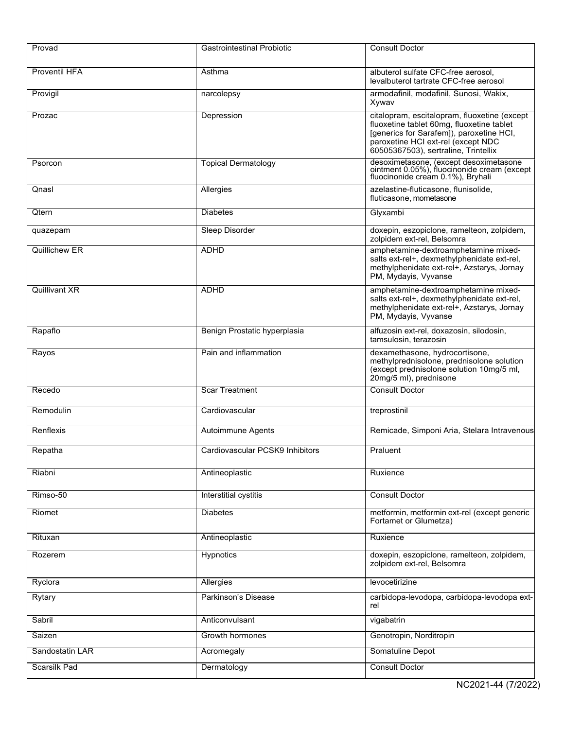| Provad | Gastrointestinal Probiotic | Consult Doctor |
|---|---|---|
| Proventil HFA | Asthma | albuterol sulfate CFC-free aerosol, levalbuterol tartrate CFC-free aerosol |
| Provigil | narcolepsy | armodafinil, modafinil, Sunosi, Wakix, Xywav |
| Prozac | Depression | citalopram, escitalopram, fluoxetine (except fluoxetine tablet 60mg, fluoxetine tablet [generics for Sarafem]), paroxetine HCI, paroxetine HCI ext-rel (except NDC 60505367503), sertraline, Trintellix |
| Psorcon | Topical Dermatology | desoximetasone, (except desoximetasone ointment 0.05%), fluocinonide cream (except fluocinonide cream 0.1%), Bryhali |
| Qnasl | Allergies | azelastine-fluticasone, flunisolide, fluticasone, mometasone |
| Qtern | Diabetes | Glyxambi |
| quazepam | Sleep Disorder | doxepin, eszopiclone, ramelteon, zolpidem, zolpidem ext-rel, Belsomra |
| Quillichew ER | ADHD | amphetamine-dextroamphetamine mixed-salts ext-rel+, dexmethylphenidate ext-rel, methylphenidate ext-rel+, Azstarys, Jornay PM, Mydayis, Vyvanse |
| Quillivant XR | ADHD | amphetamine-dextroamphetamine mixed-salts ext-rel+, dexmethylphenidate ext-rel, methylphenidate ext-rel+, Azstarys, Jornay PM, Mydayis, Vyvanse |
| Rapaflo | Benign Prostatic hyperplasia | alfuzosin ext-rel, doxazosin, silodosin, tamsulosin, terazosin |
| Rayos | Pain and inflammation | dexamethasone, hydrocortisone, methylprednisolone, prednisolone solution (except prednisolone solution 10mg/5 ml, 20mg/5 ml), prednisone |
| Recedo | Scar Treatment | Consult Doctor |
| Remodulin | Cardiovascular | treprostinil |
| Renflexis | Autoimmune Agents | Remicade, Simponi Aria, Stelara Intravenous |
| Repatha | Cardiovascular PCSK9 Inhibitors | Praluent |
| Riabni | Antineoplastic | Ruxience |
| Rimso-50 | Interstitial cystitis | Consult Doctor |
| Riomet | Diabetes | metformin, metformin ext-rel (except generic Fortamet or Glumetza) |
| Rituxan | Antineoplastic | Ruxience |
| Rozerem | Hypnotics | doxepin, eszopiclone, ramelteon, zolpidem, zolpidem ext-rel, Belsomra |
| Ryclora | Allergies | levocetirizine |
| Rytary | Parkinson's Disease | carbidopa-levodopa, carbidopa-levodopa ext-rel |
| Sabril | Anticonvulsant | vigabatrin |
| Saizen | Growth hormones | Genotropin, Norditropin |
| Sandostatin LAR | Acromegaly | Somatuline Depot |
| Scarsilk Pad | Dermatology | Consult Doctor |

NC2021-44 (7/2022)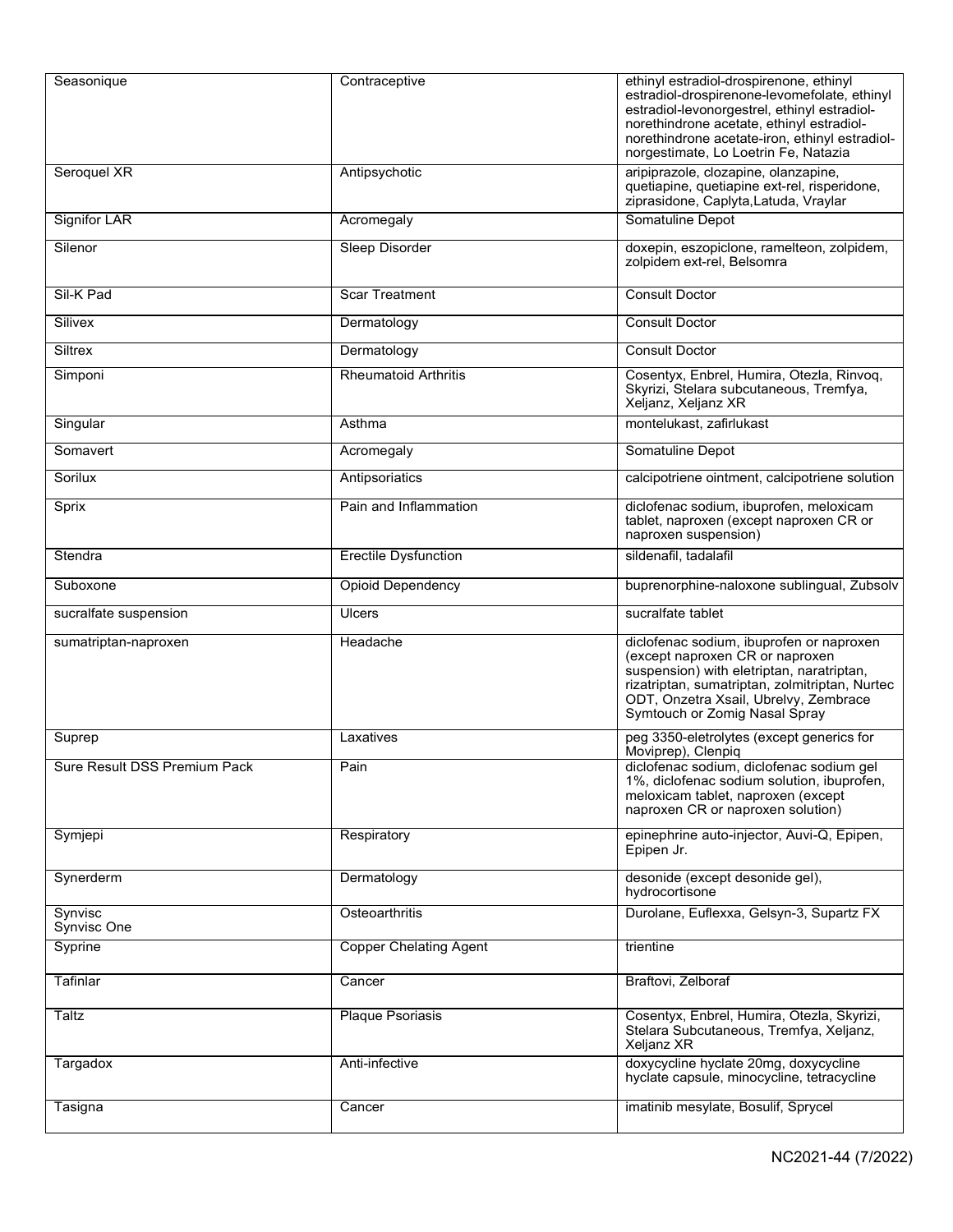| Seasonique | Contraceptive | ethinyl estradiol-drospirenone, ethinyl estradiol-drospirenone-levomefolate, ethinyl estradiol-levonorgestrel, ethinyl estradiol-norethindrone acetate, ethinyl estradiol-norethindrone acetate-iron, ethinyl estradiol-norgestimate, Lo Loetrin Fe, Natazia |
|---|---|---|
| Seroquel XR | Antipsychotic | aripiprazole, clozapine, olanzapine, quetiapine, quetiapine ext-rel, risperidone, ziprasidone, Caplyta,Latuda, Vraylar |
| Signifor LAR | Acromegaly | Somatuline Depot |
| Silenor | Sleep Disorder | doxepin, eszopiclone, ramelteon, zolpidem, zolpidem ext-rel, Belsomra |
| Sil-K Pad | Scar Treatment | Consult Doctor |
| Silivex | Dermatology | Consult Doctor |
| Siltrex | Dermatology | Consult Doctor |
| Simponi | Rheumatoid Arthritis | Cosentyx, Enbrel, Humira, Otezla, Rinvoq, Skyrizi, Stelara subcutaneous, Tremfya, Xeljanz, Xeljanz XR |
| Singular | Asthma | montelukast, zafirlukast |
| Somavert | Acromegaly | Somatuline Depot |
| Sorilux | Antipsoriatics | calcipotriene ointment, calcipotriene solution |
| Sprix | Pain and Inflammation | diclofenac sodium, ibuprofen, meloxicam tablet, naproxen (except naproxen CR or naproxen suspension) |
| Stendra | Erectile Dysfunction | sildenafil, tadalafil |
| Suboxone | Opioid Dependency | buprenorphine-naloxone sublingual, Zubsolv |
| sucralfate suspension | Ulcers | sucralfate tablet |
| sumatriptan-naproxen | Headache | diclofenac sodium, ibuprofen or naproxen (except naproxen CR or naproxen suspension) with eletriptan, naratriptan, rizatriptan, sumatriptan, zolmitriptan, Nurtec ODT, Onzetra Xsail, Ubrelvy, Zembrace Symtouch or Zomig Nasal Spray |
| Suprep | Laxatives | peg 3350-eletrolytes (except generics for Moviprep), Clenpiq |
| Sure Result DSS Premium Pack | Pain | diclofenac sodium, diclofenac sodium gel 1%, diclofenac sodium solution, ibuprofen, meloxicam tablet, naproxen (except naproxen CR or naproxen solution) |
| Symjepi | Respiratory | epinephrine auto-injector, Auvi-Q, Epipen, Epipen Jr. |
| Synerderm | Dermatology | desonide (except desonide gel), hydrocortisone |
| Synvisc<br>Synvisc One | Osteoarthritis | Durolane, Euflexxa, Gelsyn-3, Supartz FX |
| Syprine | Copper Chelating Agent | trientine |
| Tafinlar | Cancer | Braftovi, Zelboraf |
| Taltz | Plaque Psoriasis | Cosentyx, Enbrel, Humira, Otezla, Skyrizi, Stelara Subcutaneous, Tremfya, Xeljanz, Xeljanz XR |
| Targadox | Anti-infective | doxycycline hyclate 20mg, doxycycline hyclate capsule, minocycline, tetracycline |
| Tasigna | Cancer | imatinib mesylate, Bosulif, Sprycel |

NC2021-44 (7/2022)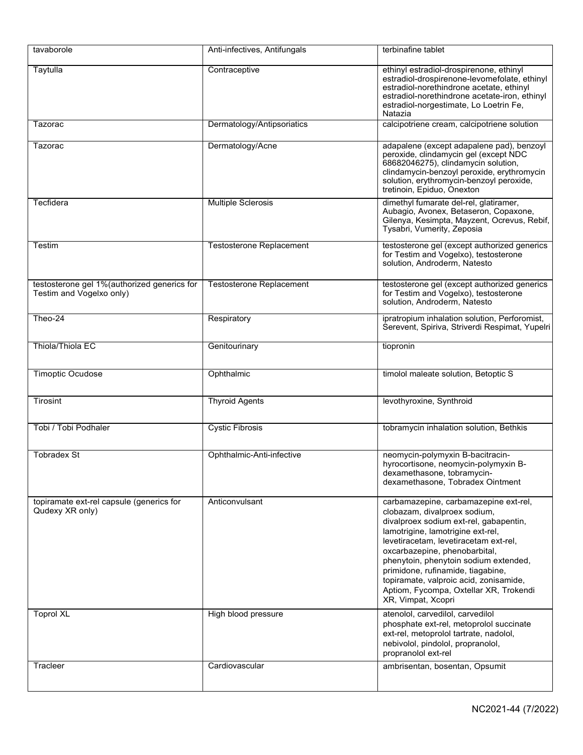| tavaborole | Anti-infectives, Antifungals | terbinafine tablet |
|---|---|---|
| Taytulla | Contraceptive | ethinyl estradiol-drospirenone, ethinyl estradiol-drospirenone-levomefolate, ethinyl estradiol-norethindrone acetate, ethinyl estradiol-norethindrone acetate-iron, ethinyl estradiol-norgestimate, Lo Loetrin Fe, Natazia |
| Tazorac | Dermatology/Antipsoriatics | calcipotriene cream, calcipotriene solution |
| Tazorac | Dermatology/Acne | adapalene (except adapalene pad), benzoyl peroxide, clindamycin gel (except NDC 68682046275), clindamycin solution, clindamycin-benzoyl peroxide, erythromycin solution, erythromycin-benzoyl peroxide, tretinoin, Epiduo, Onexton |
| Tecfidera | Multiple Sclerosis | dimethyl fumarate del-rel, glatiramer, Aubagio, Avonex, Betaseron, Copaxone, Gilenya, Kesimpta, Mayzent, Ocrevus, Rebif, Tysabri, Vumerity, Zeposia |
| Testim | Testosterone Replacement | testosterone gel (except authorized generics for Testim and Vogelxo), testosterone solution, Androderm, Natesto |
| testosterone gel 1%(authorized generics for Testim and Vogelxo only) | Testosterone Replacement | testosterone gel (except authorized generics for Testim and Vogelxo), testosterone solution, Androderm, Natesto |
| Theo-24 | Respiratory | ipratropium inhalation solution, Perforomist, Serevent, Spiriva, Striverdi Respimat, Yupelri |
| Thiola/Thiola EC | Genitourinary | tiopronin |
| Timoptic Ocudose | Ophthalmic | timolol maleate solution, Betoptic S |
| Tirosint | Thyroid Agents | levothyroxine, Synthroid |
| Tobi / Tobi Podhaler | Cystic Fibrosis | tobramycin inhalation solution, Bethkis |
| Tobradex St | Ophthalmic-Anti-infective | neomycin-polymyxin B-bacitracin-hyrocortisone, neomycin-polymyxin B-dexamethasone, tobramycin-dexamethasone, Tobradex Ointment |
| topiramate ext-rel capsule (generics for Qudexy XR only) | Anticonvulsant | carbamazepine, carbamazepine ext-rel, clobazam, divalproex sodium, divalproex sodium ext-rel, gabapentin, lamotrigine, lamotrigine ext-rel, levetiracetam, levetiracetam ext-rel, oxcarbazepine, phenobarbital, phenytoin, phenytoin sodium extended, primidone, rufinamide, tiagabine, topiramate, valproic acid, zonisamide, Aptiom, Fycompa, Oxtellar XR, Trokendi XR, Vimpat, Xcopri |
| Toprol XL | High blood pressure | atenolol, carvedilol, carvedilol phosphate ext-rel, metoprolol succinate ext-rel, metoprolol tartrate, nadolol, nebivolol, pindolol, propranolol, propranolol ext-rel |
| Tracleer | Cardiovascular | ambrisentan, bosentan, Opsumit |

NC2021-44 (7/2022)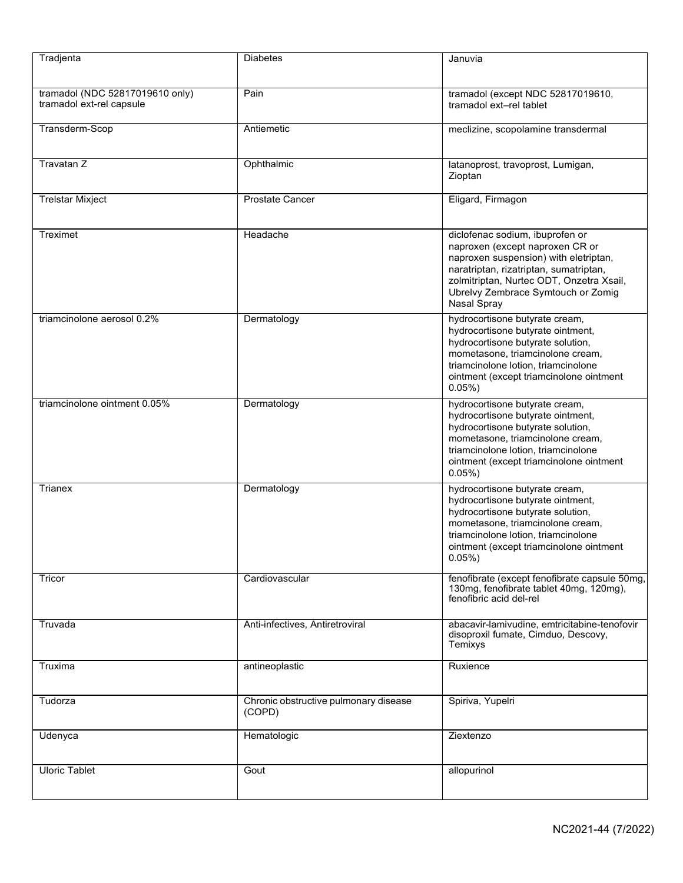| | | |
|---|---|---|
| Tradjenta | Diabetes | Januvia |
| tramadol (NDC 52817019610 only) tramadol ext-rel capsule | Pain | tramadol (except NDC 52817019610, tramadol ext–rel tablet |
| Transderm-Scop | Antiemetic | meclizine, scopolamine transdermal |
| Travatan Z | Ophthalmic | latanoprost, travoprost, Lumigan, Zioptan |
| Trelstar Mixject | Prostate Cancer | Eligard, Firmagon |
| Treximet | Headache | diclofenac sodium, ibuprofen or naproxen (except naproxen CR or naproxen suspension) with eletriptan, naratriptan, rizatriptan, sumatriptan, zolmitriptan, Nurtec ODT, Onzetra Xsail, Ubrelvy Zembrace Symtouch or Zomig Nasal Spray |
| triamcinolone aerosol 0.2% | Dermatology | hydrocortisone butyrate cream, hydrocortisone butyrate ointment, hydrocortisone butyrate solution, mometasone, triamcinolone cream, triamcinolone lotion, triamcinolone ointment (except triamcinolone ointment 0.05%) |
| triamcinolone ointment 0.05% | Dermatology | hydrocortisone butyrate cream, hydrocortisone butyrate ointment, hydrocortisone butyrate solution, mometasone, triamcinolone cream, triamcinolone lotion, triamcinolone ointment (except triamcinolone ointment 0.05%) |
| Trianex | Dermatology | hydrocortisone butyrate cream, hydrocortisone butyrate ointment, hydrocortisone butyrate solution, mometasone, triamcinolone cream, triamcinolone lotion, triamcinolone ointment (except triamcinolone ointment 0.05%) |
| Tricor | Cardiovascular | fenofibrate (except fenofibrate capsule 50mg, 130mg, fenofibrate tablet 40mg, 120mg), fenofibric acid del-rel |
| Truvada | Anti-infectives, Antiretroviral | abacavir-lamivudine, emtricitabine-tenofovir disoproxil fumate, Cimduo, Descovy, Temixys |
| Truxima | antineoplastic | Ruxience |
| Tudorza | Chronic obstructive pulmonary disease (COPD) | Spiriva, Yupelri |
| Udenyca | Hematologic | Ziextenzo |
| Uloric Tablet | Gout | allopurinol |

NC2021-44 (7/2022)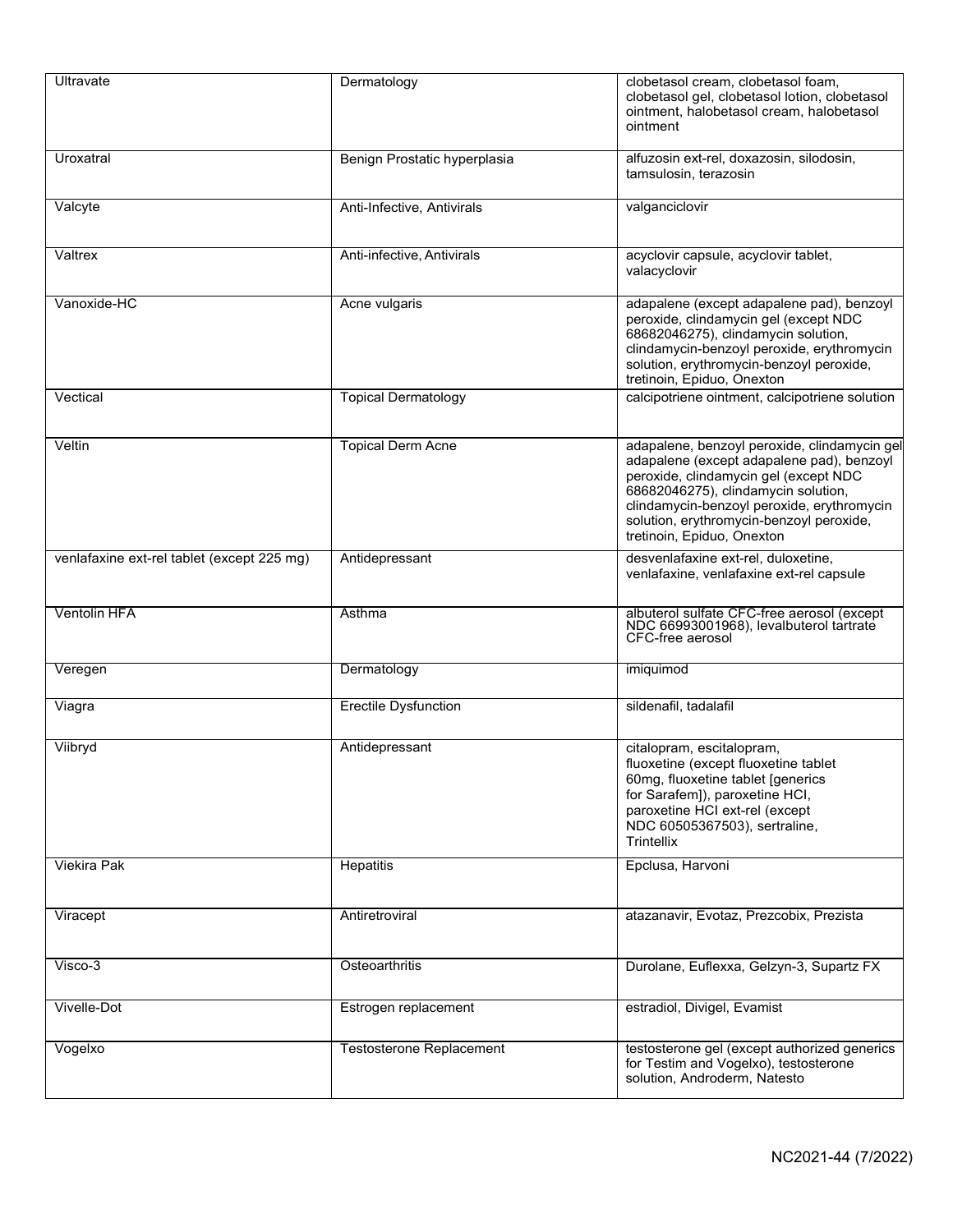| Ultravate | Dermatology | clobetasol cream, clobetasol foam, clobetasol gel, clobetasol lotion, clobetasol ointment, halobetasol cream, halobetasol ointment |
|---|---|---|
| Uroxatral | Benign Prostatic hyperplasia | alfuzosin ext-rel, doxazosin, silodosin, tamsulosin, terazosin |
| Valcyte | Anti-Infective, Antivirals | valganciclovir |
| Valtrex | Anti-infective, Antivirals | acyclovir capsule, acyclovir tablet, valacyclovir |
| Vanoxide-HC | Acne vulgaris | adapalene (except adapalene pad), benzoyl peroxide, clindamycin gel (except NDC 68682046275), clindamycin solution, clindamycin-benzoyl peroxide, erythromycin solution, erythromycin-benzoyl peroxide, tretinoin, Epiduo, Onexton |
| Vectical | Topical Dermatology | calcipotriene ointment, calcipotriene solution |
| Veltin | Topical Derm Acne | adapalene, benzoyl peroxide, clindamycin gel adapalene (except adapalene pad), benzoyl peroxide, clindamycin gel (except NDC 68682046275), clindamycin solution, clindamycin-benzoyl peroxide, erythromycin solution, erythromycin-benzoyl peroxide, tretinoin, Epiduo, Onexton |
| venlafaxine ext-rel tablet (except 225 mg) | Antidepressant | desvenlafaxine ext-rel, duloxetine, venlafaxine, venlafaxine ext-rel capsule |
| Ventolin HFA | Asthma | albuterol sulfate CFC-free aerosol (except NDC 66993001968), levalbuterol tartrate CFC-free aerosol |
| Veregen | Dermatology | imiquimod |
| Viagra | Erectile Dysfunction | sildenafil, tadalafil |
| Viibryd | Antidepressant | citalopram, escitalopram, fluoxetine (except fluoxetine tablet 60mg, fluoxetine tablet [generics for Sarafem]), paroxetine HCl, paroxetine HCl ext-rel (except NDC 60505367503), sertraline, Trintellix |
| Viekira Pak | Hepatitis | Epclusa, Harvoni |
| Viracept | Antiretroviral | atazanavir, Evotaz, Prezcobix, Prezista |
| Visco-3 | Osteoarthritis | Durolane, Euflexxa, Gelzyn-3, Supartz FX |
| Vivelle-Dot | Estrogen replacement | estradiol, Divigel, Evamist |
| Vogelxo | Testosterone Replacement | testosterone gel (except authorized generics for Testim and Vogelxo), testosterone solution, Androderm, Natesto |

NC2021-44 (7/2022)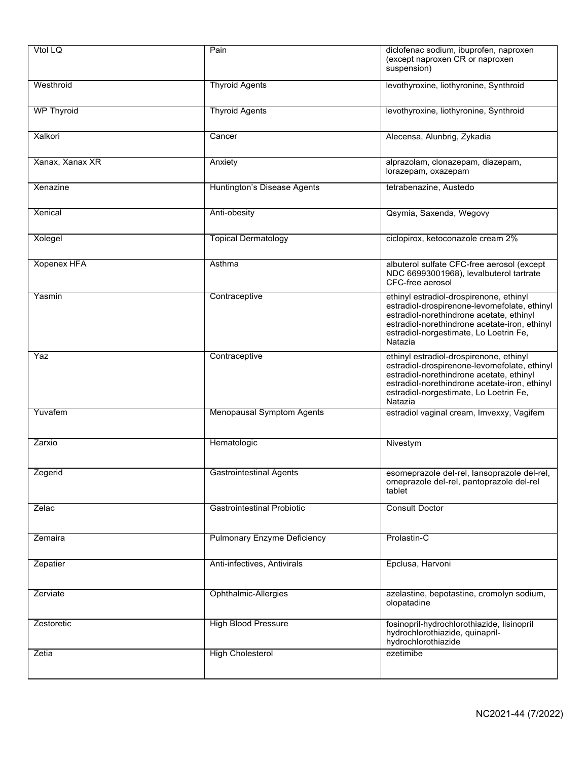| Vtol LQ | Pain | diclofenac sodium, ibuprofen, naproxen (except naproxen CR or naproxen suspension) |
|---|---|---|
| Westhroid | Thyroid Agents | levothyroxine, liothyronine, Synthroid |
| WP Thyroid | Thyroid Agents | levothyroxine, liothyronine, Synthroid |
| Xalkori | Cancer | Alecensa, Alunbrig, Zykadia |
| Xanax, Xanax XR | Anxiety | alprazolam, clonazepam, diazepam, lorazepam, oxazepam |
| Xenazine | Huntington's Disease Agents | tetrabenazine, Austedo |
| Xenical | Anti-obesity | Qsymia, Saxenda, Wegovy |
| Xolegel | Topical Dermatology | ciclopirox, ketoconazole cream 2% |
| Xopenex HFA | Asthma | albuterol sulfate CFC-free aerosol (except NDC 66993001968), levalbuterol tartrate CFC-free aerosol |
| Yasmin | Contraceptive | ethinyl estradiol-drospirenone, ethinyl estradiol-drospirenone-levomefolate, ethinyl estradiol-norethindrone acetate, ethinyl estradiol-norethindrone acetate-iron, ethinyl estradiol-norgestimate, Lo Loetrin Fe, Natazia |
| Yaz | Contraceptive | ethinyl estradiol-drospirenone, ethinyl estradiol-drospirenone-levomefolate, ethinyl estradiol-norethindrone acetate, ethinyl estradiol-norethindrone acetate-iron, ethinyl estradiol-norgestimate, Lo Loetrin Fe, Natazia |
| Yuvafem | Menopausal Symptom Agents | estradiol vaginal cream, Imvexxy, Vagifem |
| Zarxio | Hematologic | Nivestym |
| Zegerid | Gastrointestinal Agents | esomeprazole del-rel, lansoprazole del-rel, omeprazole del-rel, pantoprazole del-rel tablet |
| Zelac | Gastrointestinal Probiotic | Consult Doctor |
| Zemaira | Pulmonary Enzyme Deficiency | Prolastin-C |
| Zepatier | Anti-infectives, Antivirals | Epclusa, Harvoni |
| Zerviate | Ophthalmic-Allergies | azelastine, bepotastine, cromolyn sodium, olopatadine |
| Zestoretic | High Blood Pressure | fosinopril-hydrochlorothiazide, lisinopril hydrochlorothiazide, quinapril-hydrochlorothiazide |
| Zetia | High Cholesterol | ezetimibe |

NC2021-44 (7/2022)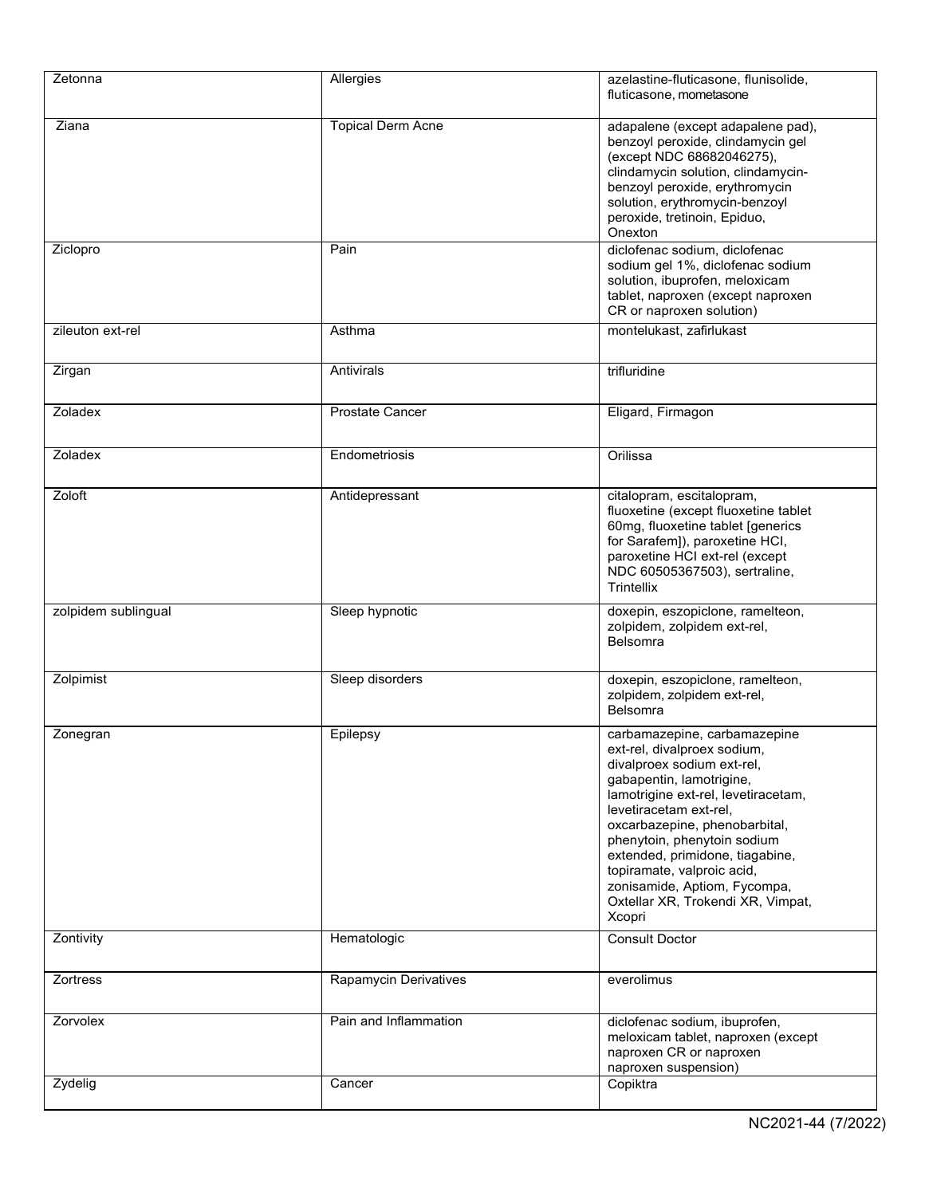| Zetonna | Allergies | azelastine-fluticasone, flunisolide, fluticasone, mometasone |
|---|---|---|
| Ziana | Topical Derm Acne | adapalene (except adapalene pad), benzoyl peroxide, clindamycin gel (except NDC 68682046275), clindamycin solution, clindamycin-benzoyl peroxide, erythromycin solution, erythromycin-benzoyl peroxide, tretinoin, Epiduo, Onexton |
| Ziclopro | Pain | diclofenac sodium, diclofenac sodium gel 1%, diclofenac sodium solution, ibuprofen, meloxicam tablet, naproxen (except naproxen CR or naproxen solution) |
| zileuton ext-rel | Asthma | montelukast, zafirlukast |
| Zirgan | Antivirals | trifluridine |
| Zoladex | Prostate Cancer | Eligard, Firmagon |
| Zoladex | Endometriosis | Orilissa |
| Zoloft | Antidepressant | citalopram, escitalopram, fluoxetine (except fluoxetine tablet 60mg, fluoxetine tablet [generics for Sarafem]), paroxetine HCI, paroxetine HCI ext-rel (except NDC 60505367503), sertraline, Trintellix |
| zolpidem sublingual | Sleep hypnotic | doxepin, eszopiclone, ramelteon, zolpidem, zolpidem ext-rel, Belsomra |
| Zolpimist | Sleep disorders | doxepin, eszopiclone, ramelteon, zolpidem, zolpidem ext-rel, Belsomra |
| Zonegran | Epilepsy | carbamazepine, carbamazepine ext-rel, divalproex sodium, divalproex sodium ext-rel, gabapentin, lamotrigine, lamotrigine ext-rel, levetiracetam, levetiracetam ext-rel, oxcarbazepine, phenobarbital, phenytoin, phenytoin sodium extended, primidone, tiagabine, topiramate, valproic acid, zonisamide, Aptiom, Fycompa, Oxtellar XR, Trokendi XR, Vimpat, Xcopri |
| Zontivity | Hematologic | Consult Doctor |
| Zortress | Rapamycin Derivatives | everolimus |
| Zorvolex | Pain and Inflammation | diclofenac sodium, ibuprofen, meloxicam tablet, naproxen (except naproxen CR or naproxen naproxen suspension) |
| Zydelig | Cancer | Copiktra |

NC2021-44 (7/2022)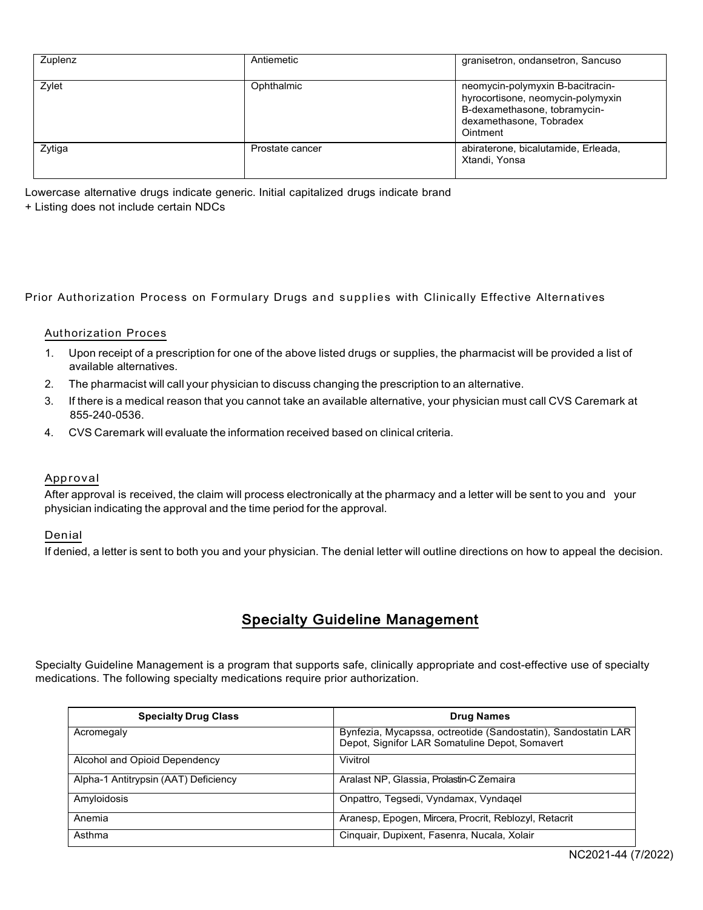| Zuplenz | Antiemetic | granisetron, ondansetron, Sancuso |
|---|---|---|
| Zylet | Ophthalmic | neomycin-polymyxin B-bacitracin-hyrocortisone, neomycin-polymyxin B-dexamethasone, tobramycin-dexamethasone, Tobradex Ointment |
| Zytiga | Prostate cancer | abiraterone, bicalutamide, Erleada, Xtandi, Yonsa |

Lowercase alternative drugs indicate generic. Initial capitalized drugs indicate brand
+ Listing does not include certain NDCs

Prior Authorization Process on Formulary Drugs and supplies with Clinically Effective Alternatives

Authorization Proces

1. Upon receipt of a prescription for one of the above listed drugs or supplies, the pharmacist will be provided a list of available alternatives.
2. The pharmacist will call your physician to discuss changing the prescription to an alternative.
3. If there is a medical reason that you cannot take an available alternative, your physician must call CVS Caremark at 855-240-0536.
4. CVS Caremark will evaluate the information received based on clinical criteria.

Approval

After approval is received, the claim will process electronically at the pharmacy and a letter will be sent to you and your physician indicating the approval and the time period for the approval.

Denial

If denied, a letter is sent to both you and your physician. The denial letter will outline directions on how to appeal the decision.

## Specialty Guideline Management

Specialty Guideline Management is a program that supports safe, clinically appropriate and cost-effective use of specialty medications. The following specialty medications require prior authorization.

| Specialty Drug Class | Drug Names |
|---|---|
| Acromegaly | Bynfezia, Mycapssa, octreotide (Sandostatin), Sandostatin LAR Depot, Signifor LAR Somatuline Depot, Somavert |
| Alcohol and Opioid Dependency | Vivitrol |
| Alpha-1 Antitrypsin (AAT) Deficiency | Aralast NP, Glassia, Prolastin-C Zemaira |
| Amyloidosis | Onpattro, Tegsedi, Vyndamax, Vyndaqel |
| Anemia | Aranesp, Epogen, Mircera, Procrit, Reblozyl, Retacrit |
| Asthma | Cinquair, Dupixent, Fasenra, Nucala, Xolair |

NC2021-44 (7/2022)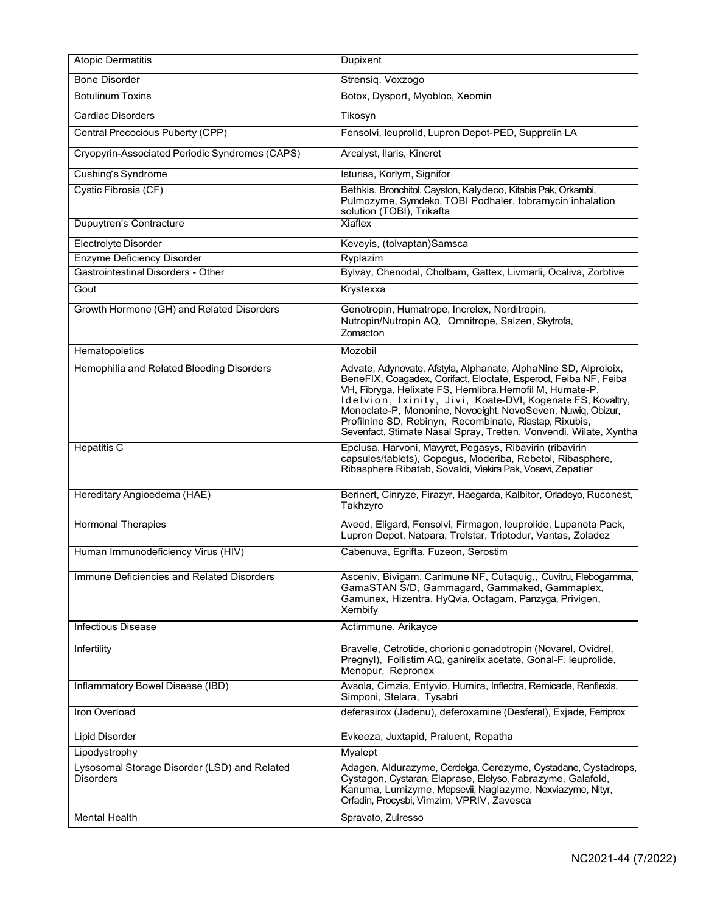| Atopic Dermatitis | Dupixent |
|---|---|
| Bone Disorder | Strensiq, Voxzogo |
| Botulinum Toxins | Botox, Dysport, Myobloc, Xeomin |
| Cardiac Disorders | Tikosyn |
| Central Precocious Puberty (CPP) | Fensolvi, leuprolid, Lupron Depot-PED, Supprelin LA |
| Cryopyrin-Associated Periodic Syndromes (CAPS) | Arcalyst, Ilaris, Kineret |
| Cushing's Syndrome | Isturisa, Korlym, Signifor |
| Cystic Fibrosis (CF) | Bethkis, Bronchitol, Cayston, Kalydeco, Kitabis Pak, Orkambi, Pulmozyme, Symdeko, TOBI Podhaler, tobramycin inhalation solution (TOBI), Trikafta |
| Dupuytren's Contracture | Xiaflex |
| Electrolyte Disorder | Keveyis, (tolvaptan)Samsca |
| Enzyme Deficiency Disorder | Ryplazim |
| Gastrointestinal Disorders - Other | Bylvay, Chenodal, Cholbam, Gattex, Livmarli, Ocaliva, Zorbtive |
| Gout | Krystexxa |
| Growth Hormone (GH) and Related Disorders | Genotropin, Humatrope, Increlex, Norditropin, Nutropin/Nutropin AQ, Omnitrope, Saizen, Skytrofa, Zomacton |
| Hematopoietics | Mozobil |
| Hemophilia and Related Bleeding Disorders | Advate, Adynovate, Afstyla, Alphanate, AlphaNine SD, Alproloix, BeneFIX, Coagadex, Corifact, Eloctate, Esperoct, Feiba NF, Feiba VH, Fibryga, Helixate FS, Hemlibra,Hemofil M, Humate-P, Idelvion, Ixinity, Jivi, Koate-DVI, Kogenate FS, Kovaltry, Monoclate-P, Mononine, Novoeight, NovoSeven, Nuwiq, Obizur, Profilnine SD, Rebinyn, Recombinate, Riastap, Rixubis, Sevenfact, Stimate Nasal Spray, Tretten, Vonvendi, Wilate, Xyntha |
| Hepatitis C | Epclusa, Harvoni, Mavyret, Pegasys, Ribavirin (ribavirin capsules/tablets), Copegus, Moderiba, Rebetol, Ribasphere, Ribasphere Ribatab, Sovaldi, Viekira Pak, Vosevi, Zepatier |
| Hereditary Angioedema (HAE) | Berinert, Cinryze, Firazyr, Haegarda, Kalbitor, Orladeyo, Ruconest, Takhzyro |
| Hormonal Therapies | Aveed, Eligard, Fensolvi, Firmagon, leuprolide, Lupaneta Pack, Lupron Depot, Natpara, Trelstar, Triptodur, Vantas, Zoladex |
| Human Immunodeficiency Virus (HIV) | Cabenuva, Egrifta, Fuzeon, Serostim |
| Immune Deficiencies and Related Disorders | Asceniv, Bivigam, Carimune NF, Cutaquig,, Cuvitru, Flebogamma, GamaSTAN S/D, Gammagard, Gammaked, Gammaplex, Gamunex, Hizentra, HyQvia, Octagam, Panzyga, Privigen, Xembify |
| Infectious Disease | Actimmune, Arikayce |
| Infertility | Bravelle, Cetrotide, chorionic gonadotropin (Novarel, Ovidrel, Pregnyl), Follistim AQ, ganirelix acetate, Gonal-F, leuprolide, Menopur, Repronex |
| Inflammatory Bowel Disease (IBD) | Avsola, Cimzia, Entyvio, Humira, Inflectra, Remicade, Renflexis, Simponi, Stelara, Tysabri |
| Iron Overload | deferasirox (Jadenu), deferoxamine (Desferal), Exjade, Ferriprox |
| Lipid Disorder | Evkeeza, Juxtapid, Praluent, Repatha |
| Lipodystrophy | Myalept |
| Lysosomal Storage Disorder (LSD) and Related Disorders | Adagen, Aldurazyme, Cerdelga, Cerezyme, Cystadane, Cystadrops, Cystagon, Cystaran, Elaprase, Elelyso, Fabrazyme, Galafold, Kanuma, Lumizyme, Mepsevii, Naglazyme, Nexviazyme, Nityr, Orfadin, Procysbi, Vimzim, VPRIV, Zavesca |
| Mental Health | Spravato, Zulresso |

NC2021-44 (7/2022)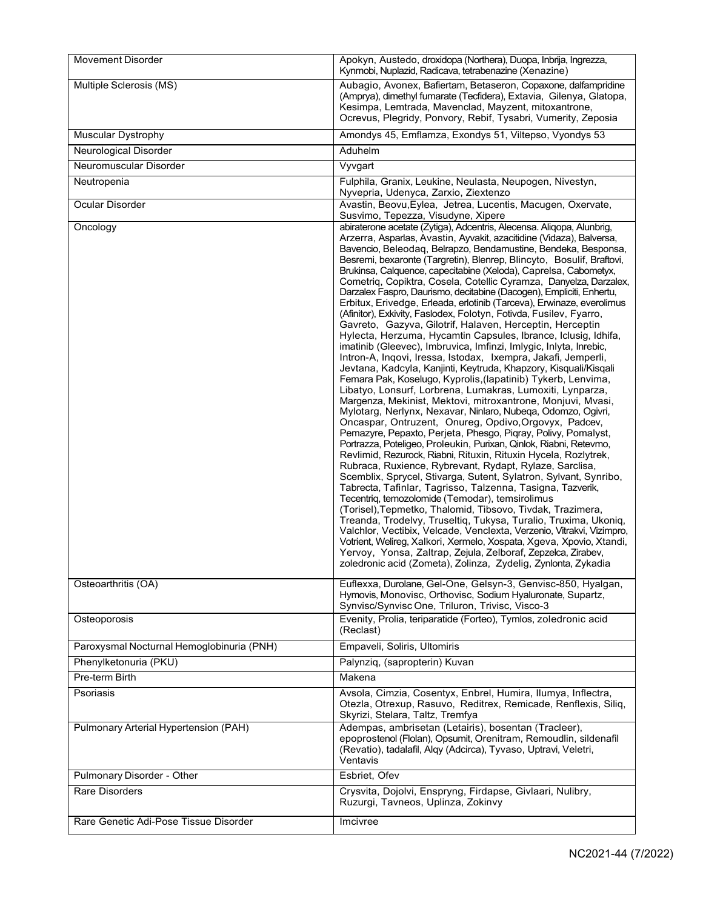| | |
|---|---|
| Movement Disorder | Apokyn, Austedo, droxidopa (Northera), Duopa, Inbrija, Ingrezza, Kynmobi, Nuplazid, Radicava, tetrabenazine (Xenazine) |
| Multiple Sclerosis (MS) | Aubagio, Avonex, Bafiertam, Betaseron, Copaxone, dalfampridine (Amprya), dimethyl fumarate (Tecfidera), Extavia, Gilenya, Glatopa, Kesimpa, Lemtrada, Mavenclad, Mayzent, mitoxantrone, Ocrevus, Plegridy, Ponvory, Rebif, Tysabri, Vumerity, Zeposia |
| Muscular Dystrophy | Amondys 45, Emflamza, Exondys 51, Viltepso, Vyondys 53 |
| Neurological Disorder | Aduhelm |
| Neuromuscular Disorder | Vyvgart |
| Neutropenia | Fulphila, Granix, Leukine, Neulasta, Neupogen, Nivestyn, Nyvepria, Udenyca, Zarxio, Ziextenzo |
| Ocular Disorder | Avastin, Beovu,Eylea, Jetrea, Lucentis, Macugen, Oxervate, Susvimo, Tepezza, Visudyne, Xipere |
| Oncology | abiraterone acetate (Zytiga), Adcentris, Alecensa. Aliqopa, Alunbrig, Arzerra, Asparlas, Avastin, Ayvakit, azacitidine (Vidaza), Balversa, Bavencio, Beleodaq, Belrapzo, Bendamustine, Bendeka, Besponsa, Besremi, bexaronte (Targretin), Blenrep, Blincyto, Bosulif, Braftovi, Brukinsa, Calquence, capecitabine (Xeloda), Caprelsa, Cabometyx, Cometriq, Copiktra, Cosela, Cotellic Cyramza, Danyelza, Darzalex, Darzalex Faspro, Daurismo, decitabine (Dacogen), Empliciti, Enhertu, Erbitux, Erivedge, Erleada, erlotinib (Tarceva), Erwinaze, everolimus (Afinitor), Exkivity, Faslodex, Folotyn, Fotivda, Fusilev, Fyarro, Gavreto, Gazyva, Gilotrif, Halaven, Herceptin, Herceptin Hylecta, Herzuma, Hycamtin Capsules, Ibrance, Iclusig, Idhifa, imatinib (Gleevec), Imbruvica, Imfinzi, Imlygic, Inlyta, Inrebic, Intron-A, Inqovi, Iressa, Istodax, Ixempra, Jakafi, Jemperli, Jevtana, Kadcyla, Kanjinti, Keytruda, Khapzory, Kisquali/Kisqali Femara Pak, Koselugo, Kyprolis,(lapatinib) Tykerb, Lenvima, Libatyo, Lonsurf, Lorbrena, Lumakras, Lumoxiti, Lynparza, Margenza, Mekinist, Mektovi, mitroxantrone, Monjuvi, Mvasi, Mylotarg, Nerlynx, Nexavar, Ninlaro, Nubeqa, Odomzo, Ogivri, Oncaspar, Ontruzent, Onureg, Opdivo,Orgovyx, Padcev, Pemazyre, Pepaxto, Perjeta, Phesgo, Piqray, Polivy, Pomalyst, Portrazza, Poteligeo, Proleukin, Purixan, Qinlok, Riabni, Retevmo, Revlimid, Rezurock, Riabni, Rituxin, Rituxin Hycela, Rozlytrek, Rubraca, Ruxience, Rybrevant, Rydapt, Rylaze, Sarclisa, Scemblix, Sprycel, Stivarga, Sutent, Sylatron, Sylvant, Synribo, Tabrecta, Tafinlar, Tagrisso, Talzenna, Tasigna, Tazverik, Tecentriq, temozolomide (Temodar), temsirolimus (Torisel),Tepmetko, Thalomid, Tibsovo, Tivdak, Trazimera, Treanda, Trodelvy, Truseltiq, Tukysa, Turalio, Truxima, Ukoniq, Valchlor, Vectibix, Velcade, Venclexta, Verzenio, Vitrakvi, Vizimpro, Votrient, Welireg, Xalkori, Xermelo, Xospata, Xgeva, Xpovio, Xtandi, Yervoy, Yonsa, Zaltrap, Zejula, Zelboraf, Zepzelca, Zirabev, zoledronic acid (Zometa), Zolinza, Zydelig, Zynlonta, Zykadia |
| Osteoarthritis (OA) | Euflexxa, Durolane, Gel-One, Gelsyn-3, Genvisc-850, Hyalgan, Hymovis, Monovisc, Orthovisc, Sodium Hyaluronate, Supartz, Synvisc/Synvisc One, Triluron, Trivisc, Visco-3 |
| Osteoporosis | Evenity, Prolia, teriparatide (Forteo), Tymlos, zoledronic acid (Reclast) |
| Paroxysmal Nocturnal Hemoglobinuria (PNH) | Empaveli, Soliris, Ultomiris |
| Phenylketonuria (PKU) | Palynziq, (sapropterin) Kuvan |
| Pre-term Birth | Makena |
| Psoriasis | Avsola, Cimzia, Cosentyx, Enbrel, Humira, Ilumya, Inflectra, Otezla, Otrexup, Rasuvo, Reditrex, Remicade, Renflexis, Siliq, Skyrizi, Stelara, Taltz, Tremfya |
| Pulmonary Arterial Hypertension (PAH) | Adempas, ambrisetan (Letairis), bosentan (Tracleer), epoprostenol (Flolan), Opsumit, Orenitram, Remoudlin, sildenafil (Revatio), tadalafil, Alqy (Adcirca), Tyvaso, Uptravi, Veletri, Ventavis |
| Pulmonary Disorder - Other | Esbriet, Ofev |
| Rare Disorders | Crysvita, Dojolvi, Enspryng, Firdapse, Givlaari, Nulibry, Ruzurgi, Tavneos, Uplinza, Zokinvy |
| Rare Genetic Adi-Pose Tissue Disorder | Imcivree |

NC2021-44 (7/2022)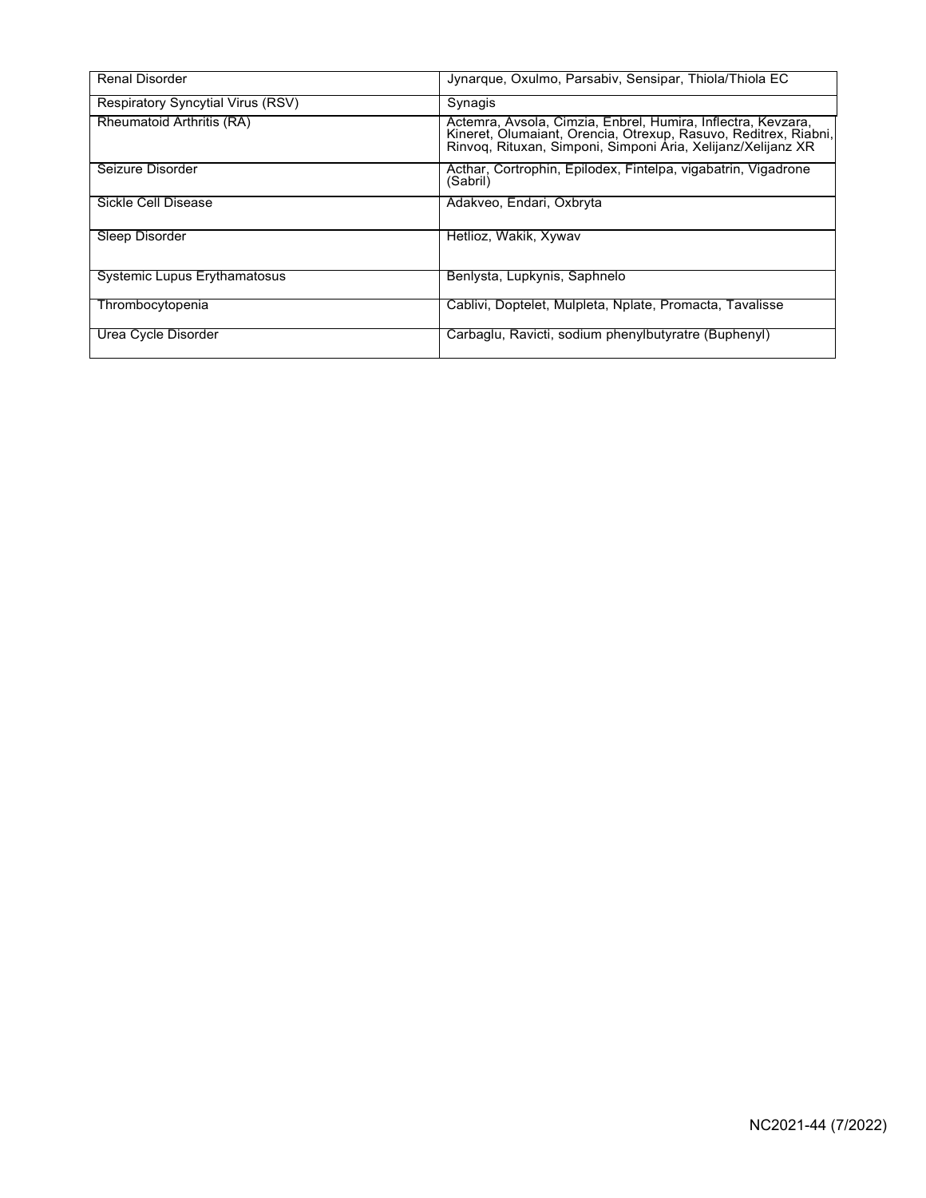| | |
|---|---|
| Renal Disorder | Jynarque, Oxulmo, Parsabiv, Sensipar, Thiola/Thiola EC |
| Respiratory Syncytial Virus (RSV) | Synagis |
| Rheumatoid Arthritis (RA) | Actemra, Avsola, Cimzia, Enbrel, Humira, Inflectra, Kevzara, Kineret, Olumaiant, Orencia, Otrexup, Rasuvo, Reditrex, Riabni, Rinvoq, Rituxan, Simponi, Simponi Aria, Xelijanz/Xelijanz XR |
| Seizure Disorder | Acthar, Cortrophin, Epilodex, Fintelpa, vigabatrin, Vigadrone (Sabril) |
| Sickle Cell Disease | Adakveo, Endari, Oxbryta |
| Sleep Disorder | Hetlioz, Wakik, Xywav |
| Systemic Lupus Erythamatosus | Benlysta, Lupkynis, Saphnelo |
| Thrombocytopenia | Cablivi, Doptelet, Mulpleta, Nplate, Promacta, Tavalisse |
| Urea Cycle Disorder | Carbaglu, Ravicti, sodium phenylbutyratre (Buphenyl) |

NC2021-44 (7/2022)